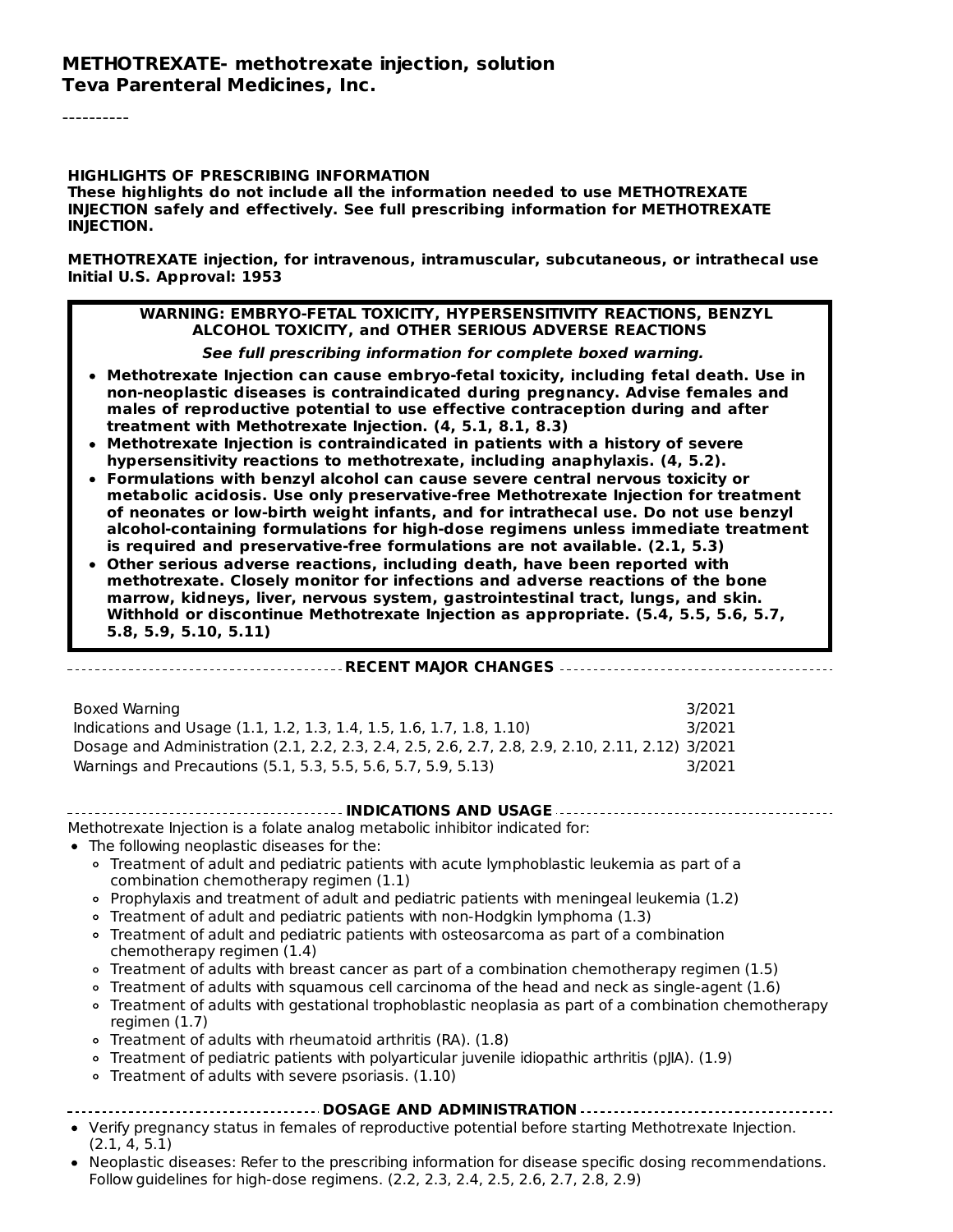**METHOTREXATE- methotrexate injection, solution**
**Teva Parenteral Medicines, Inc.**

----------

**HIGHLIGHTS OF PRESCRIBING INFORMATION**
**These highlights do not include all the information needed to use METHOTREXATE INJECTION safely and effectively. See full prescribing information for METHOTREXATE INJECTION.**

**METHOTREXATE injection, for intravenous, intramuscular, subcutaneous, or intrathecal use**
**Initial U.S. Approval: 1953**

**WARNING: EMBRYO-FETAL TOXICITY, HYPERSENSITIVITY REACTIONS, BENZYL ALCOHOL TOXICITY, and OTHER SERIOUS ADVERSE REACTIONS**

***See full prescribing information for complete boxed warning.***

- **Methotrexate Injection can cause embryo-fetal toxicity, including fetal death. Use in non-neoplastic diseases is contraindicated during pregnancy. Advise females and males of reproductive potential to use effective contraception during and after treatment with Methotrexate Injection. (4, 5.1, 8.1, 8.3)**
- **Methotrexate Injection is contraindicated in patients with a history of severe hypersensitivity reactions to methotrexate, including anaphylaxis. (4, 5.2).**
- **Formulations with benzyl alcohol can cause severe central nervous toxicity or metabolic acidosis. Use only preservative-free Methotrexate Injection for treatment of neonates or low-birth weight infants, and for intrathecal use. Do not use benzyl alcohol-containing formulations for high-dose regimens unless immediate treatment is required and preservative-free formulations are not available. (2.1, 5.3)**
- **Other serious adverse reactions, including death, have been reported with methotrexate. Closely monitor for infections and adverse reactions of the bone marrow, kidneys, liver, nervous system, gastrointestinal tract, lungs, and skin. Withhold or discontinue Methotrexate Injection as appropriate. (5.4, 5.5, 5.6, 5.7, 5.8, 5.9, 5.10, 5.11)**

**RECENT MAJOR CHANGES**

| | |
|---|---|
| Boxed Warning | 3/2021 |
| Indications and Usage (1.1, 1.2, 1.3, 1.4, 1.5, 1.6, 1.7, 1.8, 1.10) | 3/2021 |
| Dosage and Administration (2.1, 2.2, 2.3, 2.4, 2.5, 2.6, 2.7, 2.8, 2.9, 2.10, 2.11, 2.12) | 3/2021 |
| Warnings and Precautions (5.1, 5.3, 5.5, 5.6, 5.7, 5.9, 5.13) | 3/2021 |

**INDICATIONS AND USAGE**

Methotrexate Injection is a folate analog metabolic inhibitor indicated for:

- The following neoplastic diseases for the:
  - Treatment of adult and pediatric patients with acute lymphoblastic leukemia as part of a combination chemotherapy regimen (1.1)
  - Prophylaxis and treatment of adult and pediatric patients with meningeal leukemia (1.2)
  - Treatment of adult and pediatric patients with non-Hodgkin lymphoma (1.3)
  - Treatment of adult and pediatric patients with osteosarcoma as part of a combination chemotherapy regimen (1.4)
  - Treatment of adults with breast cancer as part of a combination chemotherapy regimen (1.5)
  - Treatment of adults with squamous cell carcinoma of the head and neck as single-agent (1.6)
  - Treatment of adults with gestational trophoblastic neoplasia as part of a combination chemotherapy regimen (1.7)
  - Treatment of adults with rheumatoid arthritis (RA). (1.8)
  - Treatment of pediatric patients with polyarticular juvenile idiopathic arthritis (pJIA). (1.9)
  - Treatment of adults with severe psoriasis. (1.10)

**DOSAGE AND ADMINISTRATION**

- Verify pregnancy status in females of reproductive potential before starting Methotrexate Injection. (2.1, 4, 5.1)
- Neoplastic diseases: Refer to the prescribing information for disease specific dosing recommendations. Follow guidelines for high-dose regimens. (2.2, 2.3, 2.4, 2.5, 2.6, 2.7, 2.8, 2.9)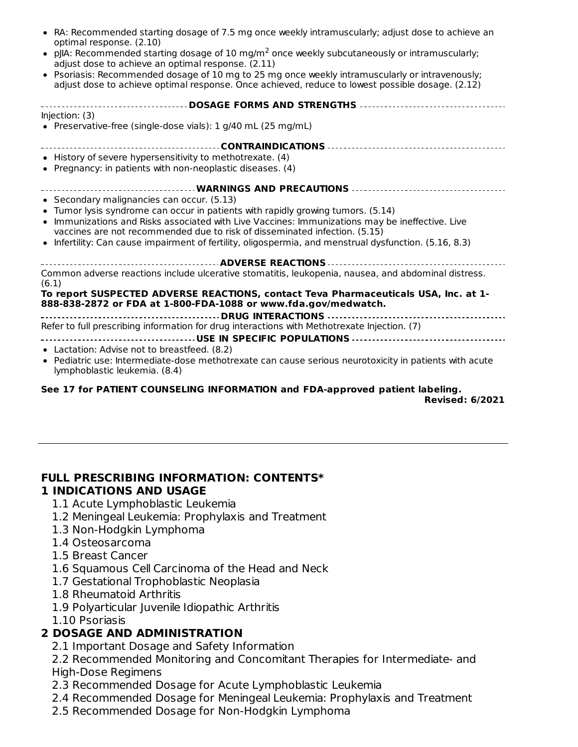- RA: Recommended starting dosage of 7.5 mg once weekly intramuscularly; adjust dose to achieve an optimal response. (2.10)
- pJIA: Recommended starting dosage of 10 mg/$m^2$ once weekly subcutaneously or intramuscularly; adjust dose to achieve an optimal response. (2.11)
- Psoriasis: Recommended dosage of 10 mg to 25 mg once weekly intramuscularly or intravenously; adjust dose to achieve optimal response. Once achieved, reduce to lowest possible dosage. (2.12)

**DOSAGE FORMS AND STRENGTHS**

Injection: (3)

- Preservative-free (single-dose vials): 1 g/40 mL (25 mg/mL)

**CONTRAINDICATIONS**

- History of severe hypersensitivity to methotrexate. (4)
- Pregnancy: in patients with non-neoplastic diseases. (4)

**WARNINGS AND PRECAUTIONS**

- Secondary malignancies can occur. (5.13)
- Tumor lysis syndrome can occur in patients with rapidly growing tumors. (5.14)
- Immunizations and Risks associated with Live Vaccines: Immunizations may be ineffective. Live vaccines are not recommended due to risk of disseminated infection. (5.15)
- Infertility: Can cause impairment of fertility, oligospermia, and menstrual dysfunction. (5.16, 8.3)

**ADVERSE REACTIONS**

Common adverse reactions include ulcerative stomatitis, leukopenia, nausea, and abdominal distress. (6.1)

**To report SUSPECTED ADVERSE REACTIONS, contact Teva Pharmaceuticals USA, Inc. at 1-888-838-2872 or FDA at 1-800-FDA-1088 or www.fda.gov/medwatch.**

**DRUG INTERACTIONS**

Refer to full prescribing information for drug interactions with Methotrexate Injection. (7)

**USE IN SPECIFIC POPULATIONS**

- Lactation: Advise not to breastfeed. (8.2)
- Pediatric use: Intermediate-dose methotrexate can cause serious neurotoxicity in patients with acute lymphoblastic leukemia. (8.4)

**See 17 for PATIENT COUNSELING INFORMATION and FDA-approved patient labeling.**

**Revised: 6/2021**

---

# FULL PRESCRIBING INFORMATION: CONTENTS*

## 1 INDICATIONS AND USAGE

1.1 Acute Lymphoblastic Leukemia

1.2 Meningeal Leukemia: Prophylaxis and Treatment

1.3 Non-Hodgkin Lymphoma

1.4 Osteosarcoma

1.5 Breast Cancer

1.6 Squamous Cell Carcinoma of the Head and Neck

1.7 Gestational Trophoblastic Neoplasia

1.8 Rheumatoid Arthritis

1.9 Polyarticular Juvenile Idiopathic Arthritis

1.10 Psoriasis

## 2 DOSAGE AND ADMINISTRATION

2.1 Important Dosage and Safety Information

2.2 Recommended Monitoring and Concomitant Therapies for Intermediate- and High-Dose Regimens

2.3 Recommended Dosage for Acute Lymphoblastic Leukemia

2.4 Recommended Dosage for Meningeal Leukemia: Prophylaxis and Treatment

2.5 Recommended Dosage for Non-Hodgkin Lymphoma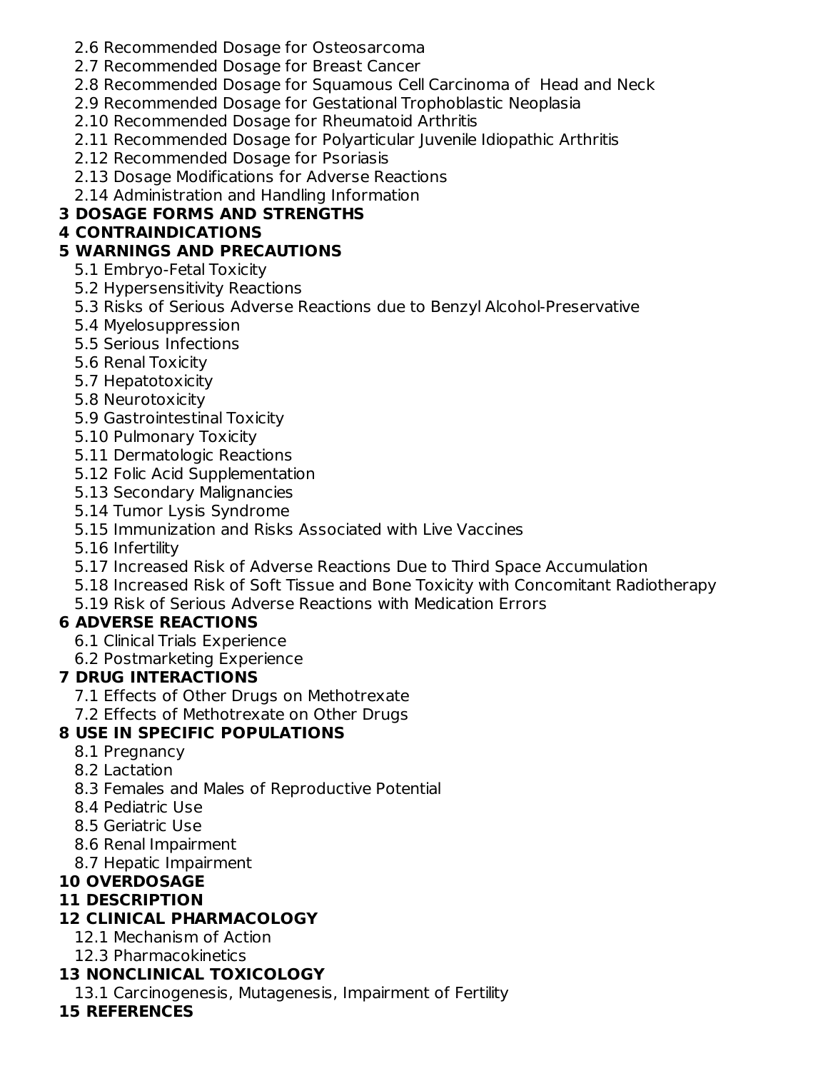2.6 Recommended Dosage for Osteosarcoma
2.7 Recommended Dosage for Breast Cancer
2.8 Recommended Dosage for Squamous Cell Carcinoma of Head and Neck
2.9 Recommended Dosage for Gestational Trophoblastic Neoplasia
2.10 Recommended Dosage for Rheumatoid Arthritis
2.11 Recommended Dosage for Polyarticular Juvenile Idiopathic Arthritis
2.12 Recommended Dosage for Psoriasis
2.13 Dosage Modifications for Adverse Reactions
2.14 Administration and Handling Information

**3 DOSAGE FORMS AND STRENGTHS**

**4 CONTRAINDICATIONS**

**5 WARNINGS AND PRECAUTIONS**

5.1 Embryo-Fetal Toxicity
5.2 Hypersensitivity Reactions
5.3 Risks of Serious Adverse Reactions due to Benzyl Alcohol-Preservative
5.4 Myelosuppression
5.5 Serious Infections
5.6 Renal Toxicity
5.7 Hepatotoxicity
5.8 Neurotoxicity
5.9 Gastrointestinal Toxicity
5.10 Pulmonary Toxicity
5.11 Dermatologic Reactions
5.12 Folic Acid Supplementation
5.13 Secondary Malignancies
5.14 Tumor Lysis Syndrome
5.15 Immunization and Risks Associated with Live Vaccines
5.16 Infertility
5.17 Increased Risk of Adverse Reactions Due to Third Space Accumulation
5.18 Increased Risk of Soft Tissue and Bone Toxicity with Concomitant Radiotherapy
5.19 Risk of Serious Adverse Reactions with Medication Errors

**6 ADVERSE REACTIONS**

6.1 Clinical Trials Experience
6.2 Postmarketing Experience

**7 DRUG INTERACTIONS**

7.1 Effects of Other Drugs on Methotrexate
7.2 Effects of Methotrexate on Other Drugs

**8 USE IN SPECIFIC POPULATIONS**

8.1 Pregnancy
8.2 Lactation
8.3 Females and Males of Reproductive Potential
8.4 Pediatric Use
8.5 Geriatric Use
8.6 Renal Impairment
8.7 Hepatic Impairment

**10 OVERDOSAGE**

**11 DESCRIPTION**

**12 CLINICAL PHARMACOLOGY**

12.1 Mechanism of Action
12.3 Pharmacokinetics

**13 NONCLINICAL TOXICOLOGY**

13.1 Carcinogenesis, Mutagenesis, Impairment of Fertility

**15 REFERENCES**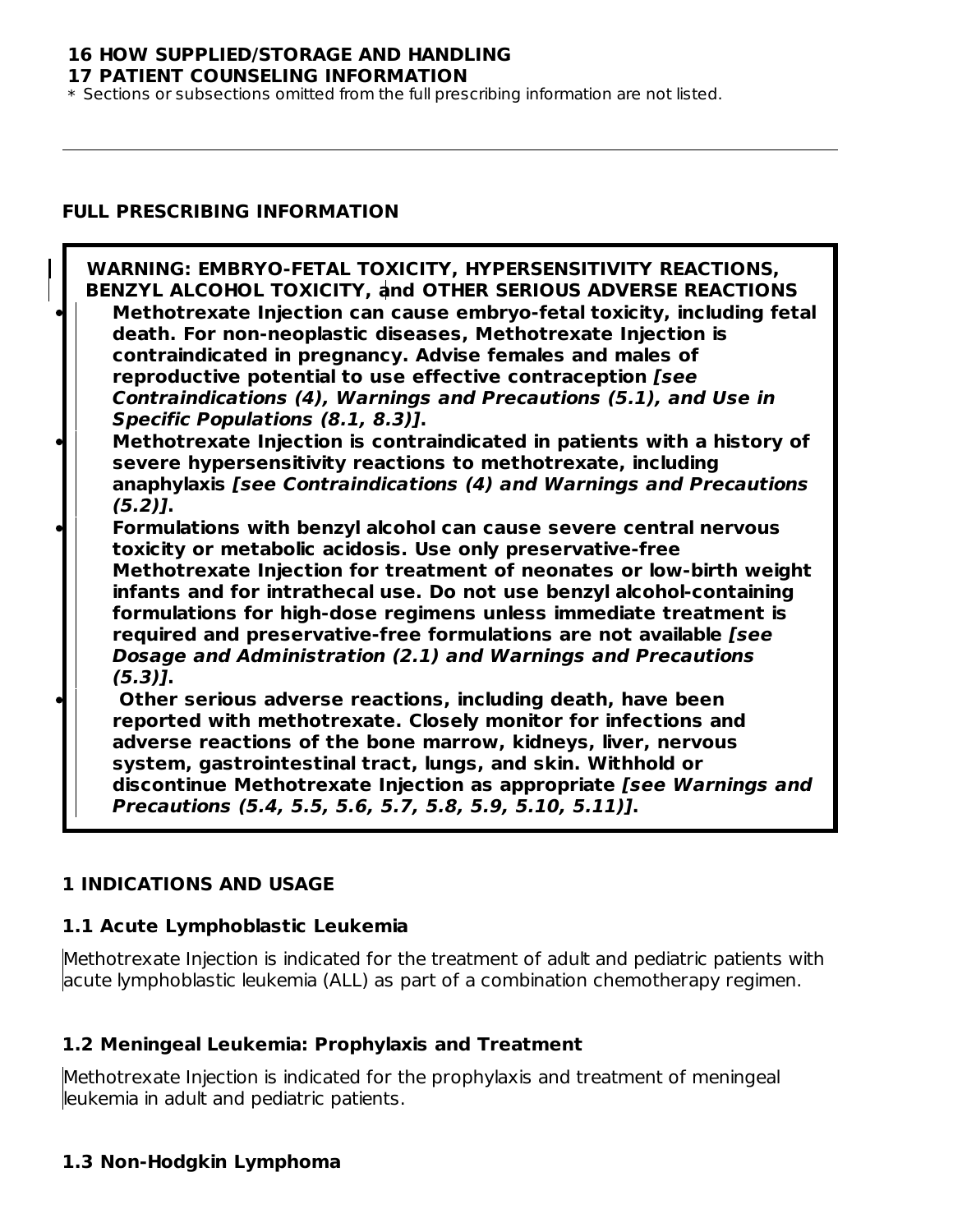**16 HOW SUPPLIED/STORAGE AND HANDLING**
**17 PATIENT COUNSELING INFORMATION**
* Sections or subsections omitted from the full prescribing information are not listed.

---

## FULL PRESCRIBING INFORMATION

**WARNING: EMBRYO-FETAL TOXICITY, HYPERSENSITIVITY REACTIONS, BENZYL ALCOHOL TOXICITY, and OTHER SERIOUS ADVERSE REACTIONS**

- **Methotrexate Injection can cause embryo-fetal toxicity, including fetal death. For non-neoplastic diseases, Methotrexate Injection is contraindicated in pregnancy. Advise females and males of reproductive potential to use effective contraception *[see Contraindications (4), Warnings and Precautions (5.1), and Use in Specific Populations (8.1, 8.3)]*.**
- **Methotrexate Injection is contraindicated in patients with a history of severe hypersensitivity reactions to methotrexate, including anaphylaxis *[see Contraindications (4) and Warnings and Precautions (5.2)]*.**
- **Formulations with benzyl alcohol can cause severe central nervous toxicity or metabolic acidosis. Use only preservative-free Methotrexate Injection for treatment of neonates or low-birth weight infants and for intrathecal use. Do not use benzyl alcohol-containing formulations for high-dose regimens unless immediate treatment is required and preservative-free formulations are not available *[see Dosage and Administration (2.1) and Warnings and Precautions (5.3)]*.**
- **Other serious adverse reactions, including death, have been reported with methotrexate. Closely monitor for infections and adverse reactions of the bone marrow, kidneys, liver, nervous system, gastrointestinal tract, lungs, and skin. Withhold or discontinue Methotrexate Injection as appropriate *[see Warnings and Precautions (5.4, 5.5, 5.6, 5.7, 5.8, 5.9, 5.10, 5.11)]*.**

## 1 INDICATIONS AND USAGE

### 1.1 Acute Lymphoblastic Leukemia

Methotrexate Injection is indicated for the treatment of adult and pediatric patients with acute lymphoblastic leukemia (ALL) as part of a combination chemotherapy regimen.

### 1.2 Meningeal Leukemia: Prophylaxis and Treatment

Methotrexate Injection is indicated for the prophylaxis and treatment of meningeal leukemia in adult and pediatric patients.

### 1.3 Non-Hodgkin Lymphoma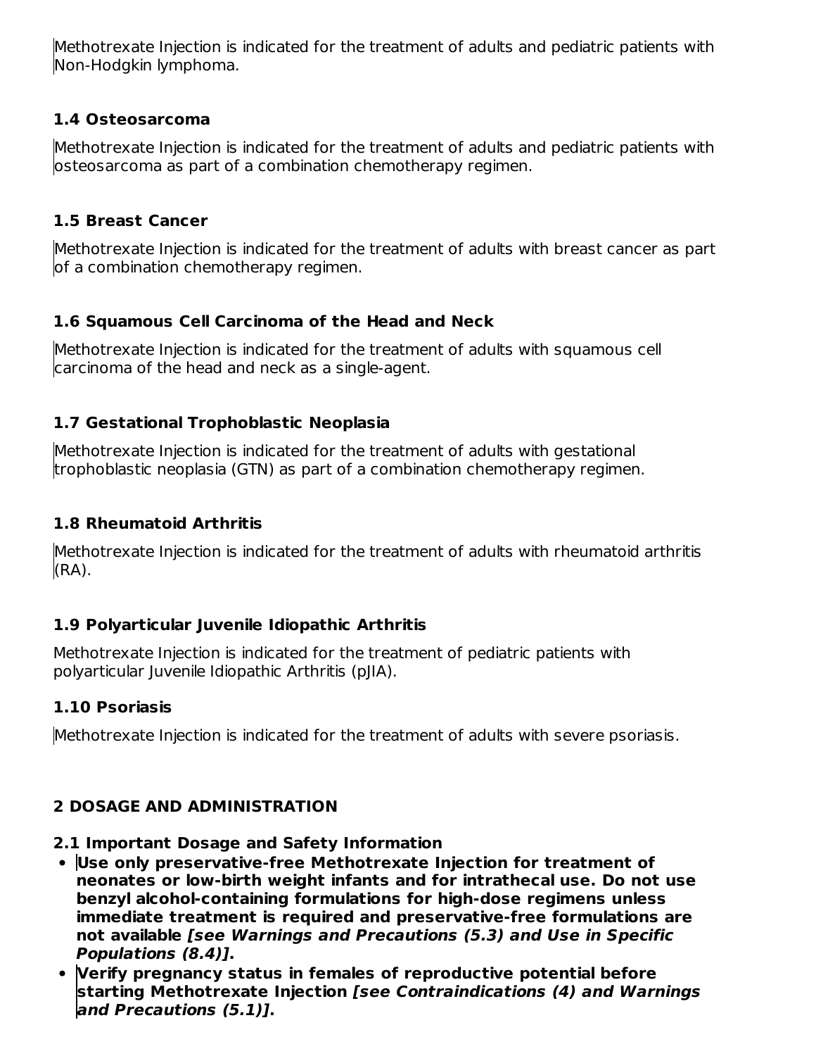Methotrexate Injection is indicated for the treatment of adults and pediatric patients with Non-Hodgkin lymphoma.

### 1.4 Osteosarcoma

Methotrexate Injection is indicated for the treatment of adults and pediatric patients with osteosarcoma as part of a combination chemotherapy regimen.

### 1.5 Breast Cancer

Methotrexate Injection is indicated for the treatment of adults with breast cancer as part of a combination chemotherapy regimen.

### 1.6 Squamous Cell Carcinoma of the Head and Neck

Methotrexate Injection is indicated for the treatment of adults with squamous cell carcinoma of the head and neck as a single-agent.

### 1.7 Gestational Trophoblastic Neoplasia

Methotrexate Injection is indicated for the treatment of adults with gestational trophoblastic neoplasia (GTN) as part of a combination chemotherapy regimen.

### 1.8 Rheumatoid Arthritis

Methotrexate Injection is indicated for the treatment of adults with rheumatoid arthritis (RA).

### 1.9 Polyarticular Juvenile Idiopathic Arthritis

Methotrexate Injection is indicated for the treatment of pediatric patients with polyarticular Juvenile Idiopathic Arthritis (pJIA).

### 1.10 Psoriasis

Methotrexate Injection is indicated for the treatment of adults with severe psoriasis.

## 2 DOSAGE AND ADMINISTRATION

### 2.1 Important Dosage and Safety Information

- **Use only preservative-free Methotrexate Injection for treatment of neonates or low-birth weight infants and for intrathecal use. Do not use benzyl alcohol-containing formulations for high-dose regimens unless immediate treatment is required and preservative-free formulations are not available *[see Warnings and Precautions (5.3) and Use in Specific Populations (8.4)]*.**
- **Verify pregnancy status in females of reproductive potential before starting Methotrexate Injection *[see Contraindications (4) and Warnings and Precautions (5.1)]*.**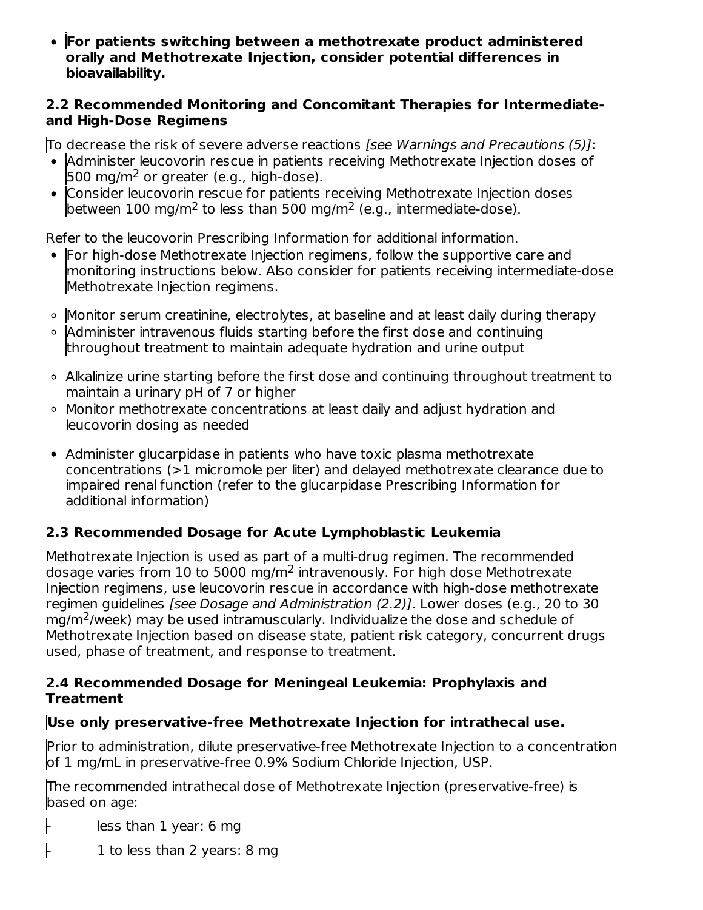- **For patients switching between a methotrexate product administered orally and Methotrexate Injection, consider potential differences in bioavailability.**

### 2.2 Recommended Monitoring and Concomitant Therapies for Intermediate- and High-Dose Regimens

To decrease the risk of severe adverse reactions *[see Warnings and Precautions (5)]*:

- Administer leucovorin rescue in patients receiving Methotrexate Injection doses of 500 mg/m$^2$ or greater (e.g., high-dose).
- Consider leucovorin rescue for patients receiving Methotrexate Injection doses between 100 mg/m$^2$ to less than 500 mg/m$^2$ (e.g., intermediate-dose).

Refer to the leucovorin Prescribing Information for additional information.

- For high-dose Methotrexate Injection regimens, follow the supportive care and monitoring instructions below. Also consider for patients receiving intermediate-dose Methotrexate Injection regimens.
  - Monitor serum creatinine, electrolytes, at baseline and at least daily during therapy
  - Administer intravenous fluids starting before the first dose and continuing throughout treatment to maintain adequate hydration and urine output
  - Alkalinize urine starting before the first dose and continuing throughout treatment to maintain a urinary pH of 7 or higher
  - Monitor methotrexate concentrations at least daily and adjust hydration and leucovorin dosing as needed
- Administer glucarpidase in patients who have toxic plasma methotrexate concentrations (>1 micromole per liter) and delayed methotrexate clearance due to impaired renal function (refer to the glucarpidase Prescribing Information for additional information)

### 2.3 Recommended Dosage for Acute Lymphoblastic Leukemia

Methotrexate Injection is used as part of a multi-drug regimen. The recommended dosage varies from 10 to 5000 mg/m$^2$ intravenously. For high dose Methotrexate Injection regimens, use leucovorin rescue in accordance with high-dose methotrexate regimen guidelines *[see Dosage and Administration (2.2)]*. Lower doses (e.g., 20 to 30 mg/m$^2$/week) may be used intramuscularly. Individualize the dose and schedule of Methotrexate Injection based on disease state, patient risk category, concurrent drugs used, phase of treatment, and response to treatment.

### 2.4 Recommended Dosage for Meningeal Leukemia: Prophylaxis and Treatment

**Use only preservative-free Methotrexate Injection for intrathecal use.**

Prior to administration, dilute preservative-free Methotrexate Injection to a concentration of 1 mg/mL in preservative-free 0.9% Sodium Chloride Injection, USP.

The recommended intrathecal dose of Methotrexate Injection (preservative-free) is based on age:

- less than 1 year: 6 mg
- 1 to less than 2 years: 8 mg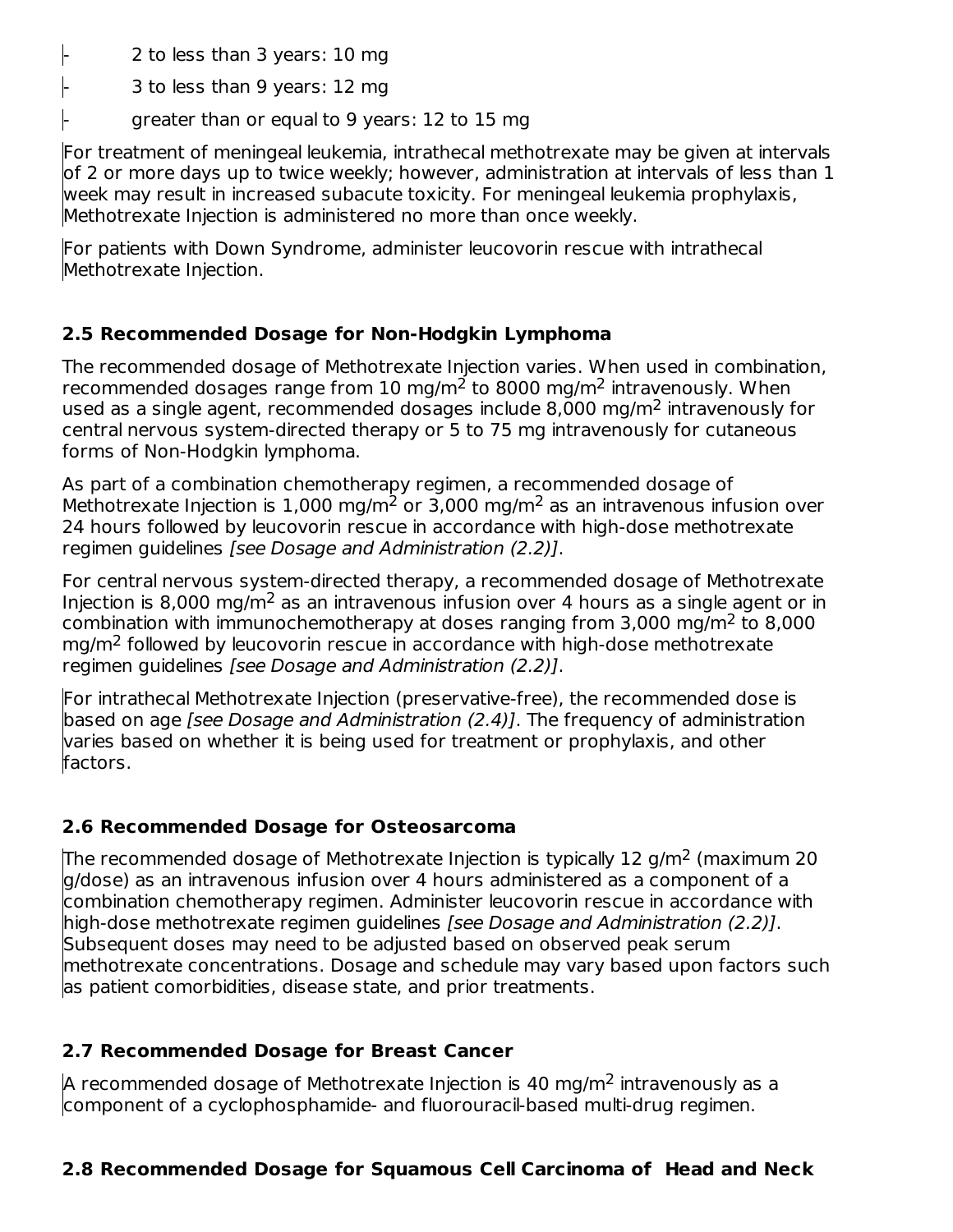- 2 to less than 3 years: 10 mg
- 3 to less than 9 years: 12 mg
- greater than or equal to 9 years: 12 to 15 mg

For treatment of meningeal leukemia, intrathecal methotrexate may be given at intervals of 2 or more days up to twice weekly; however, administration at intervals of less than 1 week may result in increased subacute toxicity. For meningeal leukemia prophylaxis, Methotrexate Injection is administered no more than once weekly.

For patients with Down Syndrome, administer leucovorin rescue with intrathecal Methotrexate Injection.

### 2.5 Recommended Dosage for Non-Hodgkin Lymphoma

The recommended dosage of Methotrexate Injection varies. When used in combination, recommended dosages range from 10 mg/m$^2$ to 8000 mg/m$^2$ intravenously. When used as a single agent, recommended dosages include 8,000 mg/m$^2$ intravenously for central nervous system-directed therapy or 5 to 75 mg intravenously for cutaneous forms of Non-Hodgkin lymphoma.

As part of a combination chemotherapy regimen, a recommended dosage of Methotrexate Injection is 1,000 mg/m$^2$ or 3,000 mg/m$^2$ as an intravenous infusion over 24 hours followed by leucovorin rescue in accordance with high-dose methotrexate regimen guidelines *[see Dosage and Administration (2.2)]*.

For central nervous system-directed therapy, a recommended dosage of Methotrexate Injection is 8,000 mg/m$^2$ as an intravenous infusion over 4 hours as a single agent or in combination with immunochemotherapy at doses ranging from 3,000 mg/m$^2$ to 8,000 mg/m$^2$ followed by leucovorin rescue in accordance with high-dose methotrexate regimen guidelines *[see Dosage and Administration (2.2)]*.

For intrathecal Methotrexate Injection (preservative-free), the recommended dose is based on age *[see Dosage and Administration (2.4)]*. The frequency of administration varies based on whether it is being used for treatment or prophylaxis, and other factors.

### 2.6 Recommended Dosage for Osteosarcoma

The recommended dosage of Methotrexate Injection is typically 12 g/m$^2$ (maximum 20 g/dose) as an intravenous infusion over 4 hours administered as a component of a combination chemotherapy regimen. Administer leucovorin rescue in accordance with high-dose methotrexate regimen guidelines *[see Dosage and Administration (2.2)]*. Subsequent doses may need to be adjusted based on observed peak serum methotrexate concentrations. Dosage and schedule may vary based upon factors such as patient comorbidities, disease state, and prior treatments.

### 2.7 Recommended Dosage for Breast Cancer

A recommended dosage of Methotrexate Injection is 40 mg/m$^2$ intravenously as a component of a cyclophosphamide- and fluorouracil-based multi-drug regimen.

### 2.8 Recommended Dosage for Squamous Cell Carcinoma of Head and Neck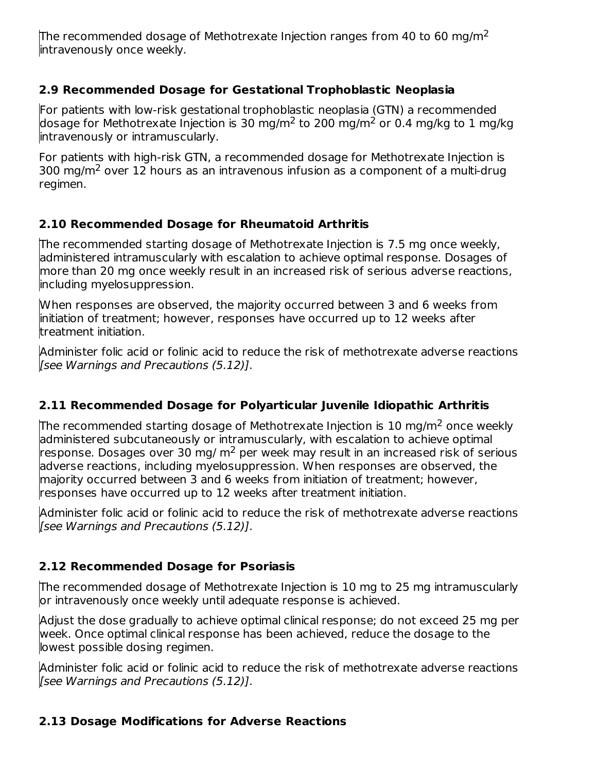The recommended dosage of Methotrexate Injection ranges from 40 to 60 mg/m$^2$ intravenously once weekly.

### 2.9 Recommended Dosage for Gestational Trophoblastic Neoplasia

For patients with low-risk gestational trophoblastic neoplasia (GTN) a recommended dosage for Methotrexate Injection is 30 mg/m$^2$ to 200 mg/m$^2$ or 0.4 mg/kg to 1 mg/kg intravenously or intramuscularly.

For patients with high-risk GTN, a recommended dosage for Methotrexate Injection is 300 mg/m$^2$ over 12 hours as an intravenous infusion as a component of a multi-drug regimen.

### 2.10 Recommended Dosage for Rheumatoid Arthritis

The recommended starting dosage of Methotrexate Injection is 7.5 mg once weekly, administered intramuscularly with escalation to achieve optimal response. Dosages of more than 20 mg once weekly result in an increased risk of serious adverse reactions, including myelosuppression.

When responses are observed, the majority occurred between 3 and 6 weeks from initiation of treatment; however, responses have occurred up to 12 weeks after treatment initiation.

Administer folic acid or folinic acid to reduce the risk of methotrexate adverse reactions *[see Warnings and Precautions (5.12)]*.

### 2.11 Recommended Dosage for Polyarticular Juvenile Idiopathic Arthritis

The recommended starting dosage of Methotrexate Injection is 10 mg/m$^2$ once weekly administered subcutaneously or intramuscularly, with escalation to achieve optimal response. Dosages over 30 mg/ m$^2$ per week may result in an increased risk of serious adverse reactions, including myelosuppression. When responses are observed, the majority occurred between 3 and 6 weeks from initiation of treatment; however, responses have occurred up to 12 weeks after treatment initiation.

Administer folic acid or folinic acid to reduce the risk of methotrexate adverse reactions *[see Warnings and Precautions (5.12)]*.

### 2.12 Recommended Dosage for Psoriasis

The recommended dosage of Methotrexate Injection is 10 mg to 25 mg intramuscularly or intravenously once weekly until adequate response is achieved.

Adjust the dose gradually to achieve optimal clinical response; do not exceed 25 mg per week. Once optimal clinical response has been achieved, reduce the dosage to the lowest possible dosing regimen.

Administer folic acid or folinic acid to reduce the risk of methotrexate adverse reactions *[see Warnings and Precautions (5.12)]*.

### 2.13 Dosage Modifications for Adverse Reactions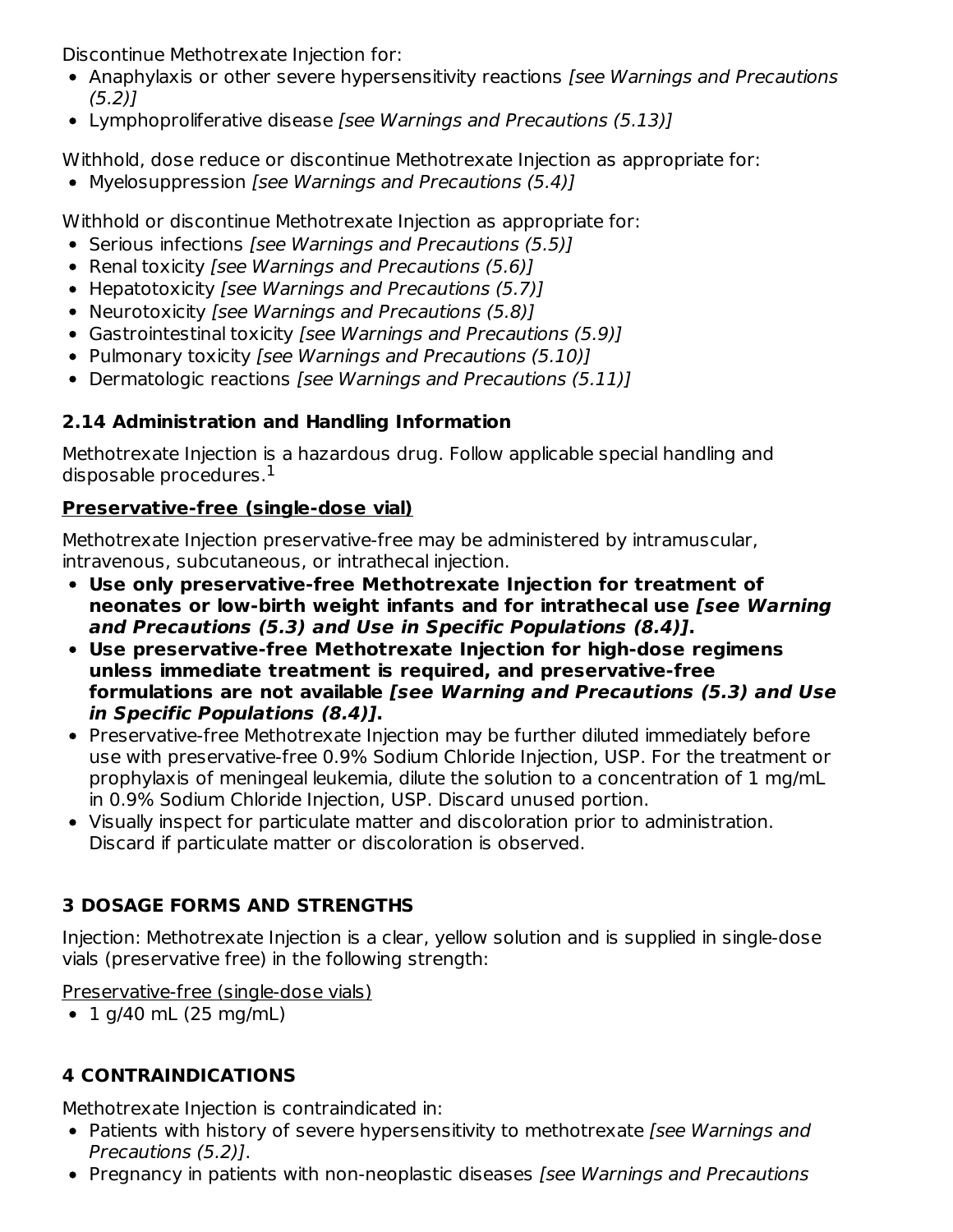Discontinue Methotrexate Injection for:

- Anaphylaxis or other severe hypersensitivity reactions *[see Warnings and Precautions (5.2)]*
- Lymphoproliferative disease *[see Warnings and Precautions (5.13)]*

Withhold, dose reduce or discontinue Methotrexate Injection as appropriate for:

- Myelosuppression *[see Warnings and Precautions (5.4)]*

Withhold or discontinue Methotrexate Injection as appropriate for:

- Serious infections *[see Warnings and Precautions (5.5)]*
- Renal toxicity *[see Warnings and Precautions (5.6)]*
- Hepatotoxicity *[see Warnings and Precautions (5.7)]*
- Neurotoxicity *[see Warnings and Precautions (5.8)]*
- Gastrointestinal toxicity *[see Warnings and Precautions (5.9)]*
- Pulmonary toxicity *[see Warnings and Precautions (5.10)]*
- Dermatologic reactions *[see Warnings and Precautions (5.11)]*

### 2.14 Administration and Handling Information

Methotrexate Injection is a hazardous drug. Follow applicable special handling and disposable procedures.[1]

**Preservative-free (single-dose vial)**

Methotrexate Injection preservative-free may be administered by intramuscular, intravenous, subcutaneous, or intrathecal injection.

- **Use only preservative-free Methotrexate Injection for treatment of neonates or low-birth weight infants and for intrathecal use *[see Warning and Precautions (5.3) and Use in Specific Populations (8.4)]*.**
- **Use preservative-free Methotrexate Injection for high-dose regimens unless immediate treatment is required, and preservative-free formulations are not available *[see Warning and Precautions (5.3) and Use in Specific Populations (8.4)]*.**
- Preservative-free Methotrexate Injection may be further diluted immediately before use with preservative-free 0.9% Sodium Chloride Injection, USP. For the treatment or prophylaxis of meningeal leukemia, dilute the solution to a concentration of 1 mg/mL in 0.9% Sodium Chloride Injection, USP. Discard unused portion.
- Visually inspect for particulate matter and discoloration prior to administration. Discard if particulate matter or discoloration is observed.

## 3 DOSAGE FORMS AND STRENGTHS

Injection: Methotrexate Injection is a clear, yellow solution and is supplied in single-dose vials (preservative free) in the following strength:

Preservative-free (single-dose vials)

- 1 g/40 mL (25 mg/mL)

## 4 CONTRAINDICATIONS

Methotrexate Injection is contraindicated in:

- Patients with history of severe hypersensitivity to methotrexate *[see Warnings and Precautions (5.2)]*.
- Pregnancy in patients with non-neoplastic diseases *[see Warnings and Precautions*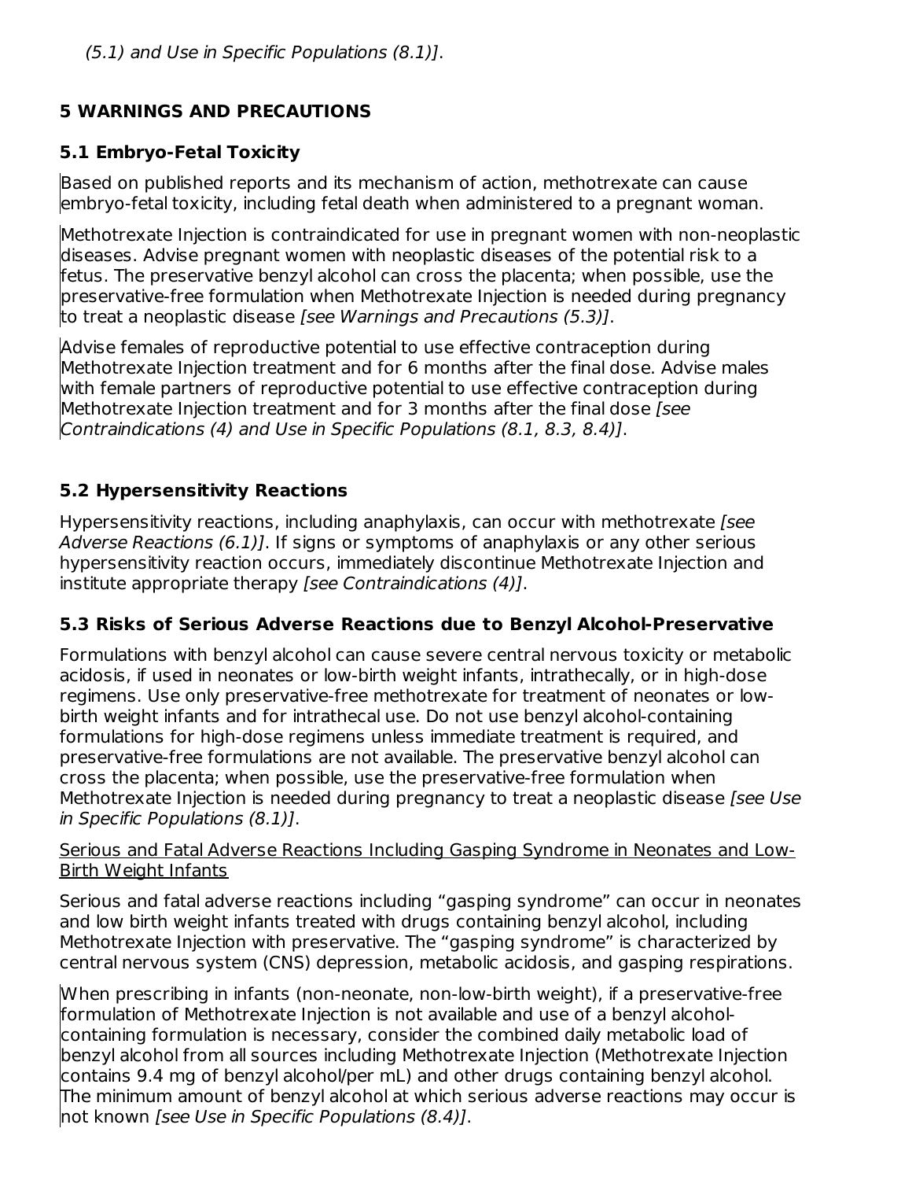*(5.1) and Use in Specific Populations (8.1)]*.

## 5 WARNINGS AND PRECAUTIONS

### 5.1 Embryo-Fetal Toxicity

Based on published reports and its mechanism of action, methotrexate can cause embryo-fetal toxicity, including fetal death when administered to a pregnant woman.

Methotrexate Injection is contraindicated for use in pregnant women with non-neoplastic diseases. Advise pregnant women with neoplastic diseases of the potential risk to a fetus. The preservative benzyl alcohol can cross the placenta; when possible, use the preservative-free formulation when Methotrexate Injection is needed during pregnancy to treat a neoplastic disease *[see Warnings and Precautions (5.3)]*.

Advise females of reproductive potential to use effective contraception during Methotrexate Injection treatment and for 6 months after the final dose. Advise males with female partners of reproductive potential to use effective contraception during Methotrexate Injection treatment and for 3 months after the final dose *[see Contraindications (4) and Use in Specific Populations (8.1, 8.3, 8.4)]*.

### 5.2 Hypersensitivity Reactions

Hypersensitivity reactions, including anaphylaxis, can occur with methotrexate *[see Adverse Reactions (6.1)]*. If signs or symptoms of anaphylaxis or any other serious hypersensitivity reaction occurs, immediately discontinue Methotrexate Injection and institute appropriate therapy *[see Contraindications (4)]*.

### 5.3 Risks of Serious Adverse Reactions due to Benzyl Alcohol-Preservative

Formulations with benzyl alcohol can cause severe central nervous toxicity or metabolic acidosis, if used in neonates or low-birth weight infants, intrathecally, or in high-dose regimens. Use only preservative-free methotrexate for treatment of neonates or low-birth weight infants and for intrathecal use. Do not use benzyl alcohol-containing formulations for high-dose regimens unless immediate treatment is required, and preservative-free formulations are not available. The preservative benzyl alcohol can cross the placenta; when possible, use the preservative-free formulation when Methotrexate Injection is needed during pregnancy to treat a neoplastic disease *[see Use in Specific Populations (8.1)]*.

Serious and Fatal Adverse Reactions Including Gasping Syndrome in Neonates and Low-Birth Weight Infants

Serious and fatal adverse reactions including “gasping syndrome” can occur in neonates and low birth weight infants treated with drugs containing benzyl alcohol, including Methotrexate Injection with preservative. The “gasping syndrome” is characterized by central nervous system (CNS) depression, metabolic acidosis, and gasping respirations.

When prescribing in infants (non-neonate, non-low-birth weight), if a preservative-free formulation of Methotrexate Injection is not available and use of a benzyl alcohol-containing formulation is necessary, consider the combined daily metabolic load of benzyl alcohol from all sources including Methotrexate Injection (Methotrexate Injection contains 9.4 mg of benzyl alcohol/per mL) and other drugs containing benzyl alcohol. The minimum amount of benzyl alcohol at which serious adverse reactions may occur is not known *[see Use in Specific Populations (8.4)]*.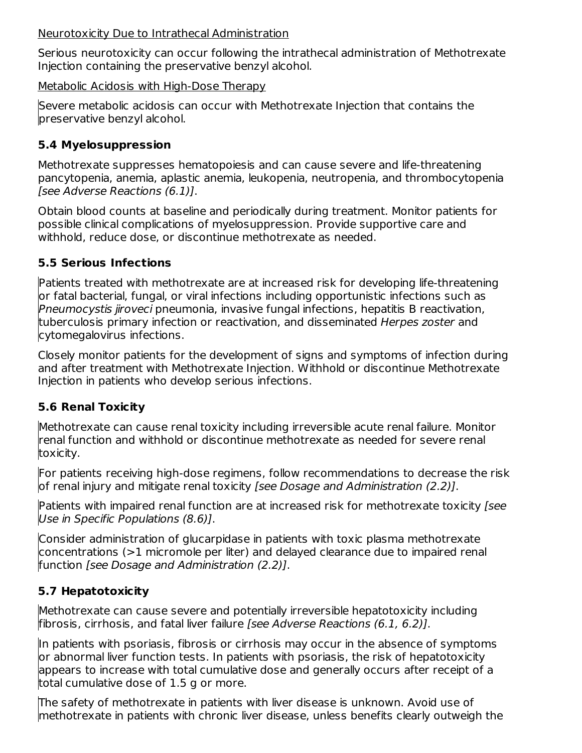Neurotoxicity Due to Intrathecal Administration

Serious neurotoxicity can occur following the intrathecal administration of Methotrexate Injection containing the preservative benzyl alcohol.

Metabolic Acidosis with High-Dose Therapy

Severe metabolic acidosis can occur with Methotrexate Injection that contains the preservative benzyl alcohol.

### 5.4 Myelosuppression

Methotrexate suppresses hematopoiesis and can cause severe and life-threatening pancytopenia, anemia, aplastic anemia, leukopenia, neutropenia, and thrombocytopenia *[see Adverse Reactions (6.1)]*.

Obtain blood counts at baseline and periodically during treatment. Monitor patients for possible clinical complications of myelosuppression. Provide supportive care and withhold, reduce dose, or discontinue methotrexate as needed.

### 5.5 Serious Infections

Patients treated with methotrexate are at increased risk for developing life-threatening or fatal bacterial, fungal, or viral infections including opportunistic infections such as *Pneumocystis jiroveci* pneumonia, invasive fungal infections, hepatitis B reactivation, tuberculosis primary infection or reactivation, and disseminated *Herpes zoster* and cytomegalovirus infections.

Closely monitor patients for the development of signs and symptoms of infection during and after treatment with Methotrexate Injection. Withhold or discontinue Methotrexate Injection in patients who develop serious infections.

### 5.6 Renal Toxicity

Methotrexate can cause renal toxicity including irreversible acute renal failure. Monitor renal function and withhold or discontinue methotrexate as needed for severe renal toxicity.

For patients receiving high-dose regimens, follow recommendations to decrease the risk of renal injury and mitigate renal toxicity *[see Dosage and Administration (2.2)]*.

Patients with impaired renal function are at increased risk for methotrexate toxicity *[see Use in Specific Populations (8.6)]*.

Consider administration of glucarpidase in patients with toxic plasma methotrexate concentrations (>1 micromole per liter) and delayed clearance due to impaired renal function *[see Dosage and Administration (2.2)]*.

### 5.7 Hepatotoxicity

Methotrexate can cause severe and potentially irreversible hepatotoxicity including fibrosis, cirrhosis, and fatal liver failure *[see Adverse Reactions (6.1, 6.2)]*.

In patients with psoriasis, fibrosis or cirrhosis may occur in the absence of symptoms or abnormal liver function tests. In patients with psoriasis, the risk of hepatotoxicity appears to increase with total cumulative dose and generally occurs after receipt of a total cumulative dose of 1.5 g or more.

The safety of methotrexate in patients with liver disease is unknown. Avoid use of methotrexate in patients with chronic liver disease, unless benefits clearly outweigh the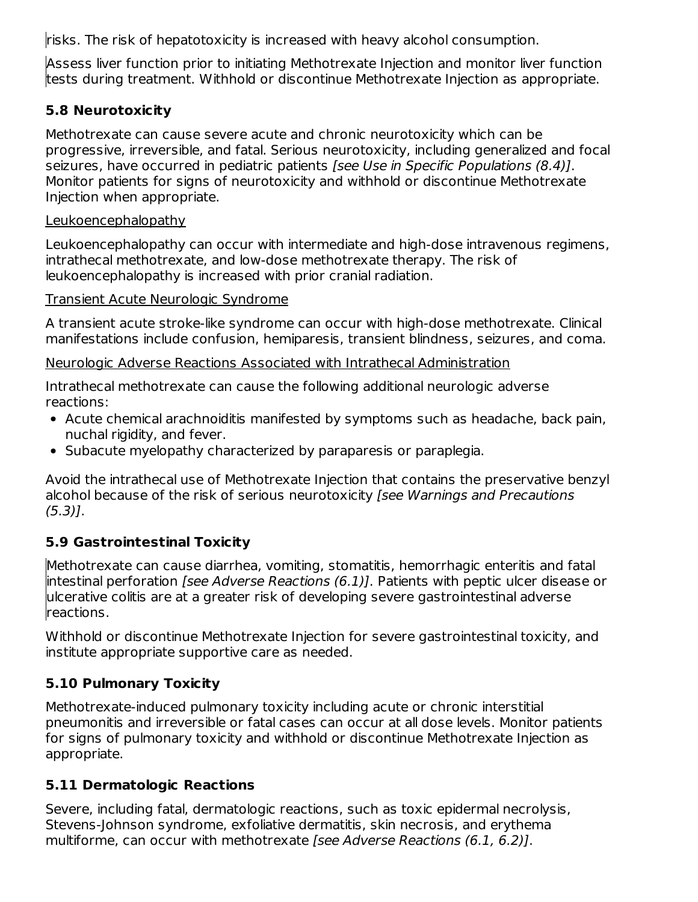risks. The risk of hepatotoxicity is increased with heavy alcohol consumption.

Assess liver function prior to initiating Methotrexate Injection and monitor liver function tests during treatment. Withhold or discontinue Methotrexate Injection as appropriate.

### 5.8 Neurotoxicity

Methotrexate can cause severe acute and chronic neurotoxicity which can be progressive, irreversible, and fatal. Serious neurotoxicity, including generalized and focal seizures, have occurred in pediatric patients *[see Use in Specific Populations (8.4)]*. Monitor patients for signs of neurotoxicity and withhold or discontinue Methotrexate Injection when appropriate.

Leukoencephalopathy

Leukoencephalopathy can occur with intermediate and high-dose intravenous regimens, intrathecal methotrexate, and low-dose methotrexate therapy. The risk of leukoencephalopathy is increased with prior cranial radiation.

Transient Acute Neurologic Syndrome

A transient acute stroke-like syndrome can occur with high-dose methotrexate. Clinical manifestations include confusion, hemiparesis, transient blindness, seizures, and coma.

Neurologic Adverse Reactions Associated with Intrathecal Administration

Intrathecal methotrexate can cause the following additional neurologic adverse reactions:

- Acute chemical arachnoiditis manifested by symptoms such as headache, back pain, nuchal rigidity, and fever.
- Subacute myelopathy characterized by paraparesis or paraplegia.

Avoid the intrathecal use of Methotrexate Injection that contains the preservative benzyl alcohol because of the risk of serious neurotoxicity *[see Warnings and Precautions (5.3)]*.

### 5.9 Gastrointestinal Toxicity

Methotrexate can cause diarrhea, vomiting, stomatitis, hemorrhagic enteritis and fatal intestinal perforation *[see Adverse Reactions (6.1)]*. Patients with peptic ulcer disease or ulcerative colitis are at a greater risk of developing severe gastrointestinal adverse reactions.

Withhold or discontinue Methotrexate Injection for severe gastrointestinal toxicity, and institute appropriate supportive care as needed.

### 5.10 Pulmonary Toxicity

Methotrexate-induced pulmonary toxicity including acute or chronic interstitial pneumonitis and irreversible or fatal cases can occur at all dose levels. Monitor patients for signs of pulmonary toxicity and withhold or discontinue Methotrexate Injection as appropriate.

### 5.11 Dermatologic Reactions

Severe, including fatal, dermatologic reactions, such as toxic epidermal necrolysis, Stevens-Johnson syndrome, exfoliative dermatitis, skin necrosis, and erythema multiforme, can occur with methotrexate *[see Adverse Reactions (6.1, 6.2)]*.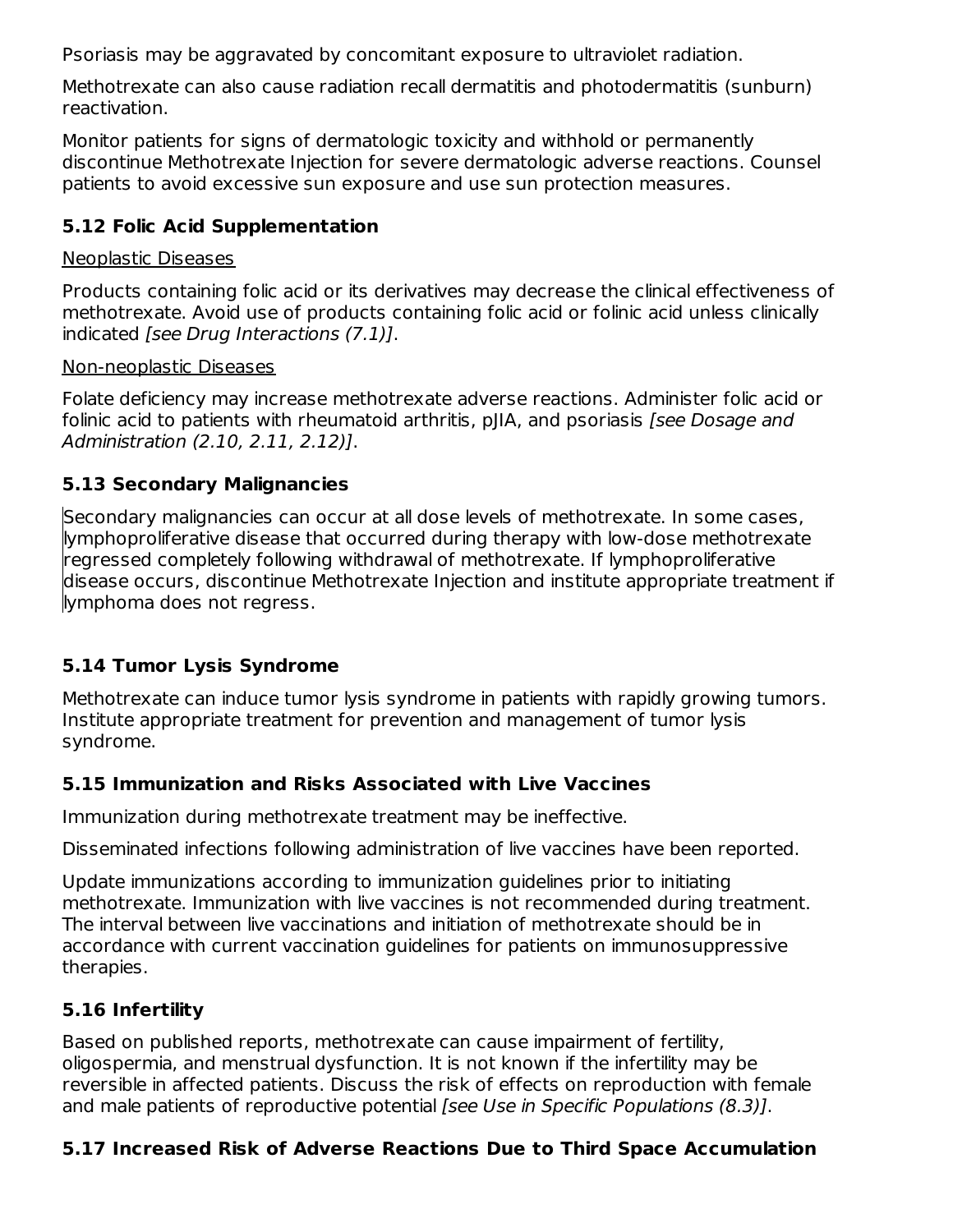Psoriasis may be aggravated by concomitant exposure to ultraviolet radiation.

Methotrexate can also cause radiation recall dermatitis and photodermatitis (sunburn) reactivation.

Monitor patients for signs of dermatologic toxicity and withhold or permanently discontinue Methotrexate Injection for severe dermatologic adverse reactions. Counsel patients to avoid excessive sun exposure and use sun protection measures.

### 5.12 Folic Acid Supplementation

Neoplastic Diseases

Products containing folic acid or its derivatives may decrease the clinical effectiveness of methotrexate. Avoid use of products containing folic acid or folinic acid unless clinically indicated *[see Drug Interactions (7.1)]*.

Non-neoplastic Diseases

Folate deficiency may increase methotrexate adverse reactions. Administer folic acid or folinic acid to patients with rheumatoid arthritis, pJIA, and psoriasis *[see Dosage and Administration (2.10, 2.11, 2.12)]*.

### 5.13 Secondary Malignancies

Secondary malignancies can occur at all dose levels of methotrexate. In some cases, lymphoproliferative disease that occurred during therapy with low-dose methotrexate regressed completely following withdrawal of methotrexate. If lymphoproliferative disease occurs, discontinue Methotrexate Injection and institute appropriate treatment if lymphoma does not regress.

### 5.14 Tumor Lysis Syndrome

Methotrexate can induce tumor lysis syndrome in patients with rapidly growing tumors. Institute appropriate treatment for prevention and management of tumor lysis syndrome.

### 5.15 Immunization and Risks Associated with Live Vaccines

Immunization during methotrexate treatment may be ineffective.

Disseminated infections following administration of live vaccines have been reported.

Update immunizations according to immunization guidelines prior to initiating methotrexate. Immunization with live vaccines is not recommended during treatment. The interval between live vaccinations and initiation of methotrexate should be in accordance with current vaccination guidelines for patients on immunosuppressive therapies.

### 5.16 Infertility

Based on published reports, methotrexate can cause impairment of fertility, oligospermia, and menstrual dysfunction. It is not known if the infertility may be reversible in affected patients. Discuss the risk of effects on reproduction with female and male patients of reproductive potential *[see Use in Specific Populations (8.3)]*.

### 5.17 Increased Risk of Adverse Reactions Due to Third Space Accumulation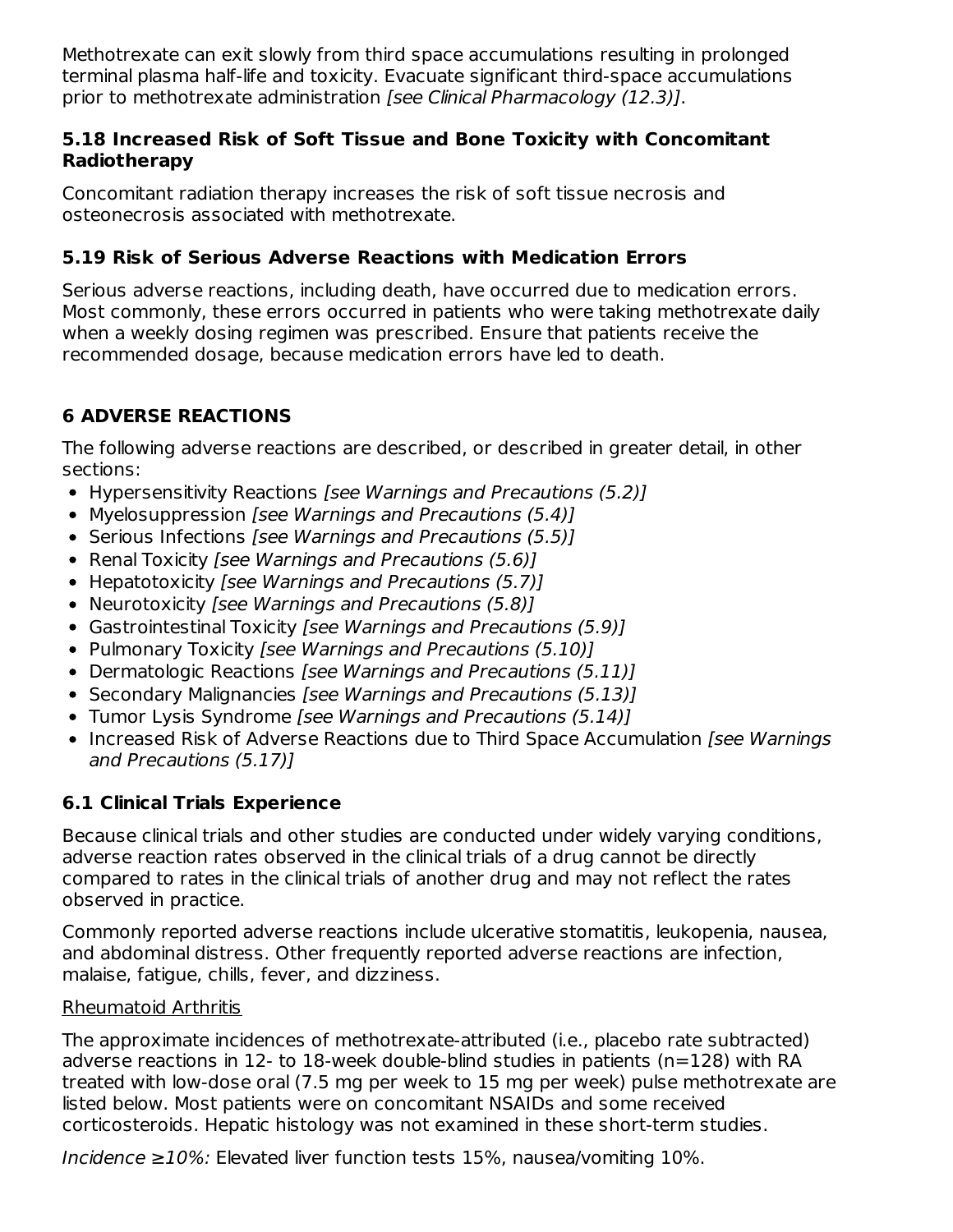Methotrexate can exit slowly from third space accumulations resulting in prolonged terminal plasma half-life and toxicity. Evacuate significant third-space accumulations prior to methotrexate administration *[see Clinical Pharmacology (12.3)]*.

### 5.18 Increased Risk of Soft Tissue and Bone Toxicity with Concomitant Radiotherapy

Concomitant radiation therapy increases the risk of soft tissue necrosis and osteonecrosis associated with methotrexate.

### 5.19 Risk of Serious Adverse Reactions with Medication Errors

Serious adverse reactions, including death, have occurred due to medication errors. Most commonly, these errors occurred in patients who were taking methotrexate daily when a weekly dosing regimen was prescribed. Ensure that patients receive the recommended dosage, because medication errors have led to death.

## 6 ADVERSE REACTIONS

The following adverse reactions are described, or described in greater detail, in other sections:

- Hypersensitivity Reactions *[see Warnings and Precautions (5.2)]*
- Myelosuppression *[see Warnings and Precautions (5.4)]*
- Serious Infections *[see Warnings and Precautions (5.5)]*
- Renal Toxicity *[see Warnings and Precautions (5.6)]*
- Hepatotoxicity *[see Warnings and Precautions (5.7)]*
- Neurotoxicity *[see Warnings and Precautions (5.8)]*
- Gastrointestinal Toxicity *[see Warnings and Precautions (5.9)]*
- Pulmonary Toxicity *[see Warnings and Precautions (5.10)]*
- Dermatologic Reactions *[see Warnings and Precautions (5.11)]*
- Secondary Malignancies *[see Warnings and Precautions (5.13)]*
- Tumor Lysis Syndrome *[see Warnings and Precautions (5.14)]*
- Increased Risk of Adverse Reactions due to Third Space Accumulation *[see Warnings and Precautions (5.17)]*

### 6.1 Clinical Trials Experience

Because clinical trials and other studies are conducted under widely varying conditions, adverse reaction rates observed in the clinical trials of a drug cannot be directly compared to rates in the clinical trials of another drug and may not reflect the rates observed in practice.

Commonly reported adverse reactions include ulcerative stomatitis, leukopenia, nausea, and abdominal distress. Other frequently reported adverse reactions are infection, malaise, fatigue, chills, fever, and dizziness.

<u>Rheumatoid Arthritis</u>

The approximate incidences of methotrexate-attributed (i.e., placebo rate subtracted) adverse reactions in 12- to 18-week double-blind studies in patients (n=128) with RA treated with low-dose oral (7.5 mg per week to 15 mg per week) pulse methotrexate are listed below. Most patients were on concomitant NSAIDs and some received corticosteroids. Hepatic histology was not examined in these short-term studies.

*Incidence ≥10%:* Elevated liver function tests 15%, nausea/vomiting 10%.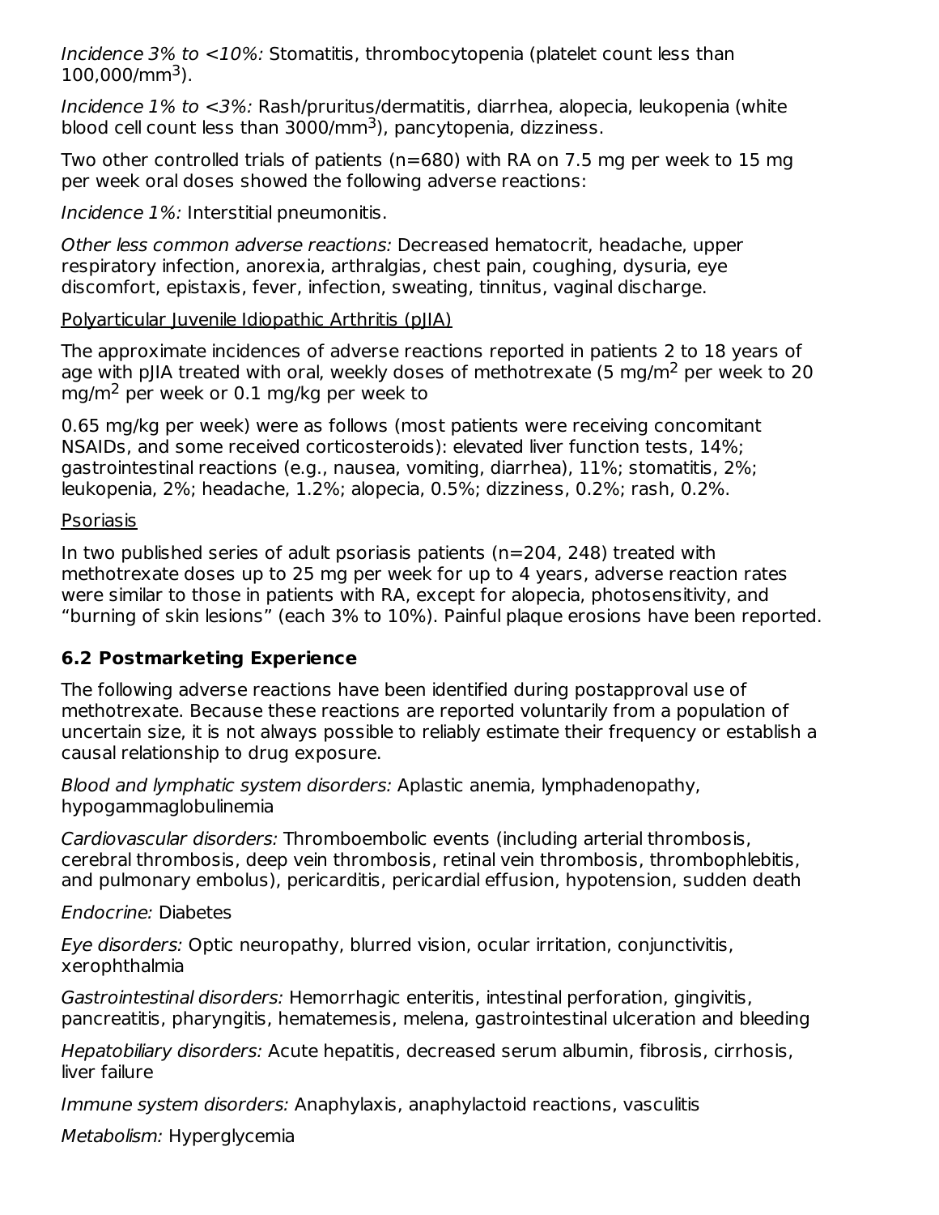*Incidence 3% to <10%:* Stomatitis, thrombocytopenia (platelet count less than 100,000/mm$^3$).

*Incidence 1% to <3%:* Rash/pruritus/dermatitis, diarrhea, alopecia, leukopenia (white blood cell count less than 3000/mm$^3$), pancytopenia, dizziness.

Two other controlled trials of patients (n=680) with RA on 7.5 mg per week to 15 mg per week oral doses showed the following adverse reactions:

*Incidence 1%:* Interstitial pneumonitis.

*Other less common adverse reactions:* Decreased hematocrit, headache, upper respiratory infection, anorexia, arthralgias, chest pain, coughing, dysuria, eye discomfort, epistaxis, fever, infection, sweating, tinnitus, vaginal discharge.

Polyarticular Juvenile Idiopathic Arthritis (pJIA)

The approximate incidences of adverse reactions reported in patients 2 to 18 years of age with pJIA treated with oral, weekly doses of methotrexate (5 mg/m$^2$ per week to 20 mg/m$^2$ per week or 0.1 mg/kg per week to 0.65 mg/kg per week) were as follows (most patients were receiving concomitant NSAIDs, and some received corticosteroids): elevated liver function tests, 14%; gastrointestinal reactions (e.g., nausea, vomiting, diarrhea), 11%; stomatitis, 2%; leukopenia, 2%; headache, 1.2%; alopecia, 0.5%; dizziness, 0.2%; rash, 0.2%.

Psoriasis

In two published series of adult psoriasis patients (n=204, 248) treated with methotrexate doses up to 25 mg per week for up to 4 years, adverse reaction rates were similar to those in patients with RA, except for alopecia, photosensitivity, and "burning of skin lesions" (each 3% to 10%). Painful plaque erosions have been reported.

## 6.2 Postmarketing Experience

The following adverse reactions have been identified during postapproval use of methotrexate. Because these reactions are reported voluntarily from a population of uncertain size, it is not always possible to reliably estimate their frequency or establish a causal relationship to drug exposure.

*Blood and lymphatic system disorders:* Aplastic anemia, lymphadenopathy, hypogammaglobulinemia

*Cardiovascular disorders:* Thromboembolic events (including arterial thrombosis, cerebral thrombosis, deep vein thrombosis, retinal vein thrombosis, thrombophlebitis, and pulmonary embolus), pericarditis, pericardial effusion, hypotension, sudden death

*Endocrine:* Diabetes

*Eye disorders:* Optic neuropathy, blurred vision, ocular irritation, conjunctivitis, xerophthalmia

*Gastrointestinal disorders:* Hemorrhagic enteritis, intestinal perforation, gingivitis, pancreatitis, pharyngitis, hematemesis, melena, gastrointestinal ulceration and bleeding

*Hepatobiliary disorders:* Acute hepatitis, decreased serum albumin, fibrosis, cirrhosis, liver failure

*Immune system disorders:* Anaphylaxis, anaphylactoid reactions, vasculitis

*Metabolism:* Hyperglycemia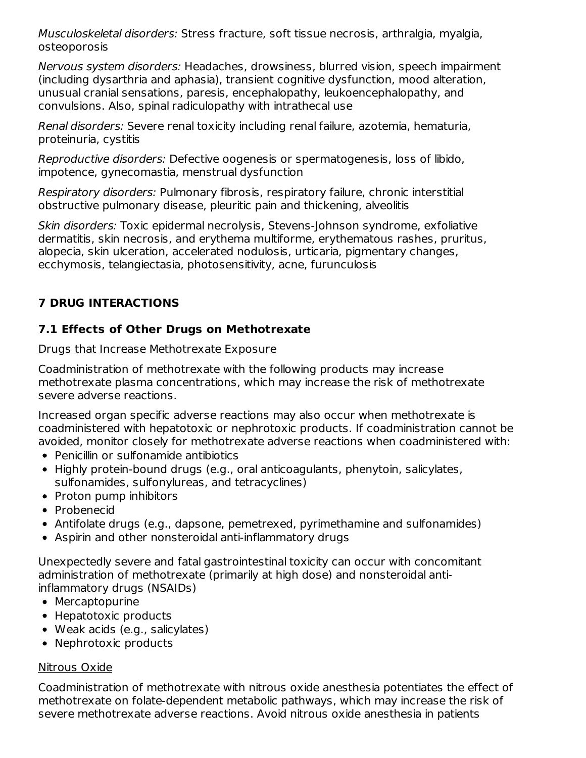*Musculoskeletal disorders:* Stress fracture, soft tissue necrosis, arthralgia, myalgia, osteoporosis

*Nervous system disorders:* Headaches, drowsiness, blurred vision, speech impairment (including dysarthria and aphasia), transient cognitive dysfunction, mood alteration, unusual cranial sensations, paresis, encephalopathy, leukoencephalopathy, and convulsions. Also, spinal radiculopathy with intrathecal use

*Renal disorders:* Severe renal toxicity including renal failure, azotemia, hematuria, proteinuria, cystitis

*Reproductive disorders:* Defective oogenesis or spermatogenesis, loss of libido, impotence, gynecomastia, menstrual dysfunction

*Respiratory disorders:* Pulmonary fibrosis, respiratory failure, chronic interstitial obstructive pulmonary disease, pleuritic pain and thickening, alveolitis

*Skin disorders:* Toxic epidermal necrolysis, Stevens-Johnson syndrome, exfoliative dermatitis, skin necrosis, and erythema multiforme, erythematous rashes, pruritus, alopecia, skin ulceration, accelerated nodulosis, urticaria, pigmentary changes, ecchymosis, telangiectasia, photosensitivity, acne, furunculosis

## 7 DRUG INTERACTIONS

### 7.1 Effects of Other Drugs on Methotrexate

Drugs that Increase Methotrexate Exposure

Coadministration of methotrexate with the following products may increase methotrexate plasma concentrations, which may increase the risk of methotrexate severe adverse reactions.

Increased organ specific adverse reactions may also occur when methotrexate is coadministered with hepatotoxic or nephrotoxic products. If coadministration cannot be avoided, monitor closely for methotrexate adverse reactions when coadministered with:

- Penicillin or sulfonamide antibiotics
- Highly protein-bound drugs (e.g., oral anticoagulants, phenytoin, salicylates, sulfonamides, sulfonylureas, and tetracyclines)
- Proton pump inhibitors
- Probenecid
- Antifolate drugs (e.g., dapsone, pemetrexed, pyrimethamine and sulfonamides)
- Aspirin and other nonsteroidal anti-inflammatory drugs

Unexpectedly severe and fatal gastrointestinal toxicity can occur with concomitant administration of methotrexate (primarily at high dose) and nonsteroidal anti-inflammatory drugs (NSAIDs)

- Mercaptopurine
- Hepatotoxic products
- Weak acids (e.g., salicylates)
- Nephrotoxic products

Nitrous Oxide

Coadministration of methotrexate with nitrous oxide anesthesia potentiates the effect of methotrexate on folate-dependent metabolic pathways, which may increase the risk of severe methotrexate adverse reactions. Avoid nitrous oxide anesthesia in patients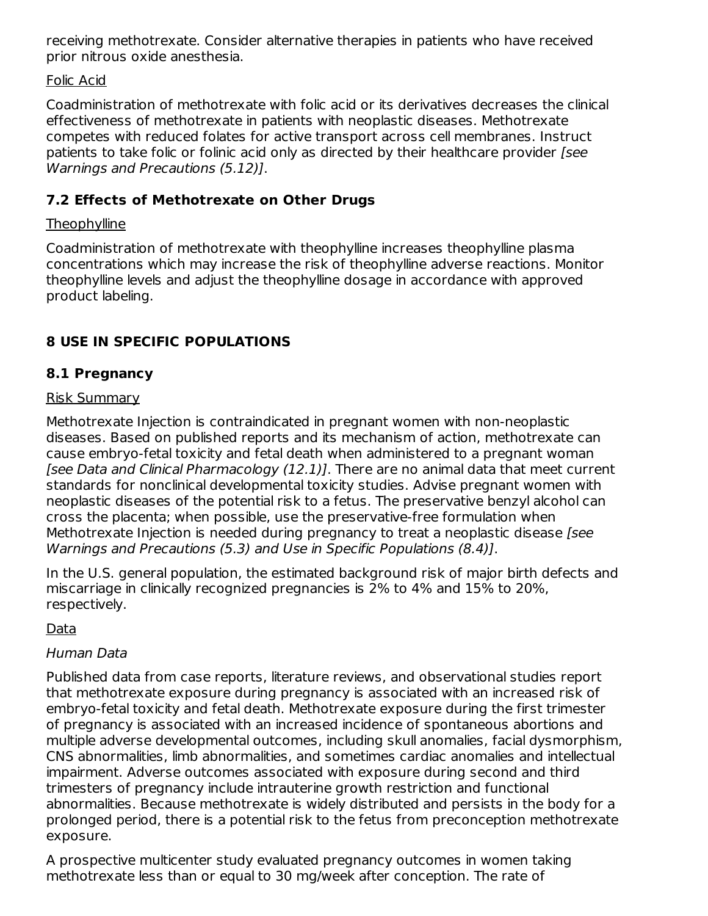receiving methotrexate. Consider alternative therapies in patients who have received prior nitrous oxide anesthesia.

Folic Acid

Coadministration of methotrexate with folic acid or its derivatives decreases the clinical effectiveness of methotrexate in patients with neoplastic diseases. Methotrexate competes with reduced folates for active transport across cell membranes. Instruct patients to take folic or folinic acid only as directed by their healthcare provider *[see Warnings and Precautions (5.12)]*.

### 7.2 Effects of Methotrexate on Other Drugs

Theophylline

Coadministration of methotrexate with theophylline increases theophylline plasma concentrations which may increase the risk of theophylline adverse reactions. Monitor theophylline levels and adjust the theophylline dosage in accordance with approved product labeling.

## 8 USE IN SPECIFIC POPULATIONS

### 8.1 Pregnancy

Risk Summary

Methotrexate Injection is contraindicated in pregnant women with non-neoplastic diseases. Based on published reports and its mechanism of action, methotrexate can cause embryo-fetal toxicity and fetal death when administered to a pregnant woman *[see Data and Clinical Pharmacology (12.1)]*. There are no animal data that meet current standards for nonclinical developmental toxicity studies. Advise pregnant women with neoplastic diseases of the potential risk to a fetus. The preservative benzyl alcohol can cross the placenta; when possible, use the preservative-free formulation when Methotrexate Injection is needed during pregnancy to treat a neoplastic disease *[see Warnings and Precautions (5.3) and Use in Specific Populations (8.4)]*.

In the U.S. general population, the estimated background risk of major birth defects and miscarriage in clinically recognized pregnancies is 2% to 4% and 15% to 20%, respectively.

Data

*Human Data*

Published data from case reports, literature reviews, and observational studies report that methotrexate exposure during pregnancy is associated with an increased risk of embryo-fetal toxicity and fetal death. Methotrexate exposure during the first trimester of pregnancy is associated with an increased incidence of spontaneous abortions and multiple adverse developmental outcomes, including skull anomalies, facial dysmorphism, CNS abnormalities, limb abnormalities, and sometimes cardiac anomalies and intellectual impairment. Adverse outcomes associated with exposure during second and third trimesters of pregnancy include intrauterine growth restriction and functional abnormalities. Because methotrexate is widely distributed and persists in the body for a prolonged period, there is a potential risk to the fetus from preconception methotrexate exposure.

A prospective multicenter study evaluated pregnancy outcomes in women taking methotrexate less than or equal to 30 mg/week after conception. The rate of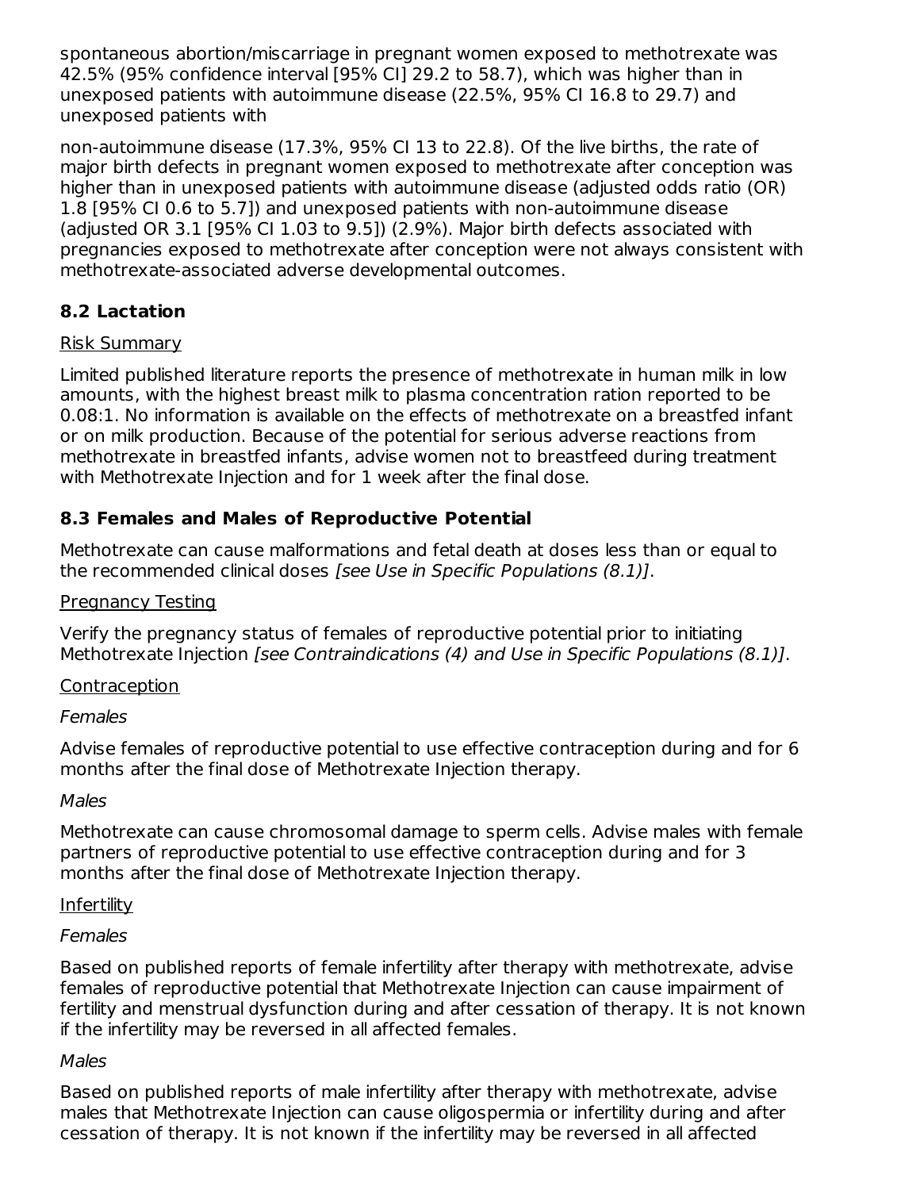spontaneous abortion/miscarriage in pregnant women exposed to methotrexate was 42.5% (95% confidence interval [95% CI] 29.2 to 58.7), which was higher than in unexposed patients with autoimmune disease (22.5%, 95% CI 16.8 to 29.7) and unexposed patients with

non-autoimmune disease (17.3%, 95% CI 13 to 22.8). Of the live births, the rate of major birth defects in pregnant women exposed to methotrexate after conception was higher than in unexposed patients with autoimmune disease (adjusted odds ratio (OR) 1.8 [95% CI 0.6 to 5.7]) and unexposed patients with non-autoimmune disease (adjusted OR 3.1 [95% CI 1.03 to 9.5]) (2.9%). Major birth defects associated with pregnancies exposed to methotrexate after conception were not always consistent with methotrexate-associated adverse developmental outcomes.

## 8.2 Lactation

Risk Summary

Limited published literature reports the presence of methotrexate in human milk in low amounts, with the highest breast milk to plasma concentration ration reported to be 0.08:1. No information is available on the effects of methotrexate on a breastfed infant or on milk production. Because of the potential for serious adverse reactions from methotrexate in breastfed infants, advise women not to breastfeed during treatment with Methotrexate Injection and for 1 week after the final dose.

## 8.3 Females and Males of Reproductive Potential

Methotrexate can cause malformations and fetal death at doses less than or equal to the recommended clinical doses *[see Use in Specific Populations (8.1)]*.

Pregnancy Testing

Verify the pregnancy status of females of reproductive potential prior to initiating Methotrexate Injection *[see Contraindications (4) and Use in Specific Populations (8.1)]*.

Contraception

*Females*

Advise females of reproductive potential to use effective contraception during and for 6 months after the final dose of Methotrexate Injection therapy.

*Males*

Methotrexate can cause chromosomal damage to sperm cells. Advise males with female partners of reproductive potential to use effective contraception during and for 3 months after the final dose of Methotrexate Injection therapy.

Infertility

*Females*

Based on published reports of female infertility after therapy with methotrexate, advise females of reproductive potential that Methotrexate Injection can cause impairment of fertility and menstrual dysfunction during and after cessation of therapy. It is not known if the infertility may be reversed in all affected females.

*Males*

Based on published reports of male infertility after therapy with methotrexate, advise males that Methotrexate Injection can cause oligospermia or infertility during and after cessation of therapy. It is not known if the infertility may be reversed in all affected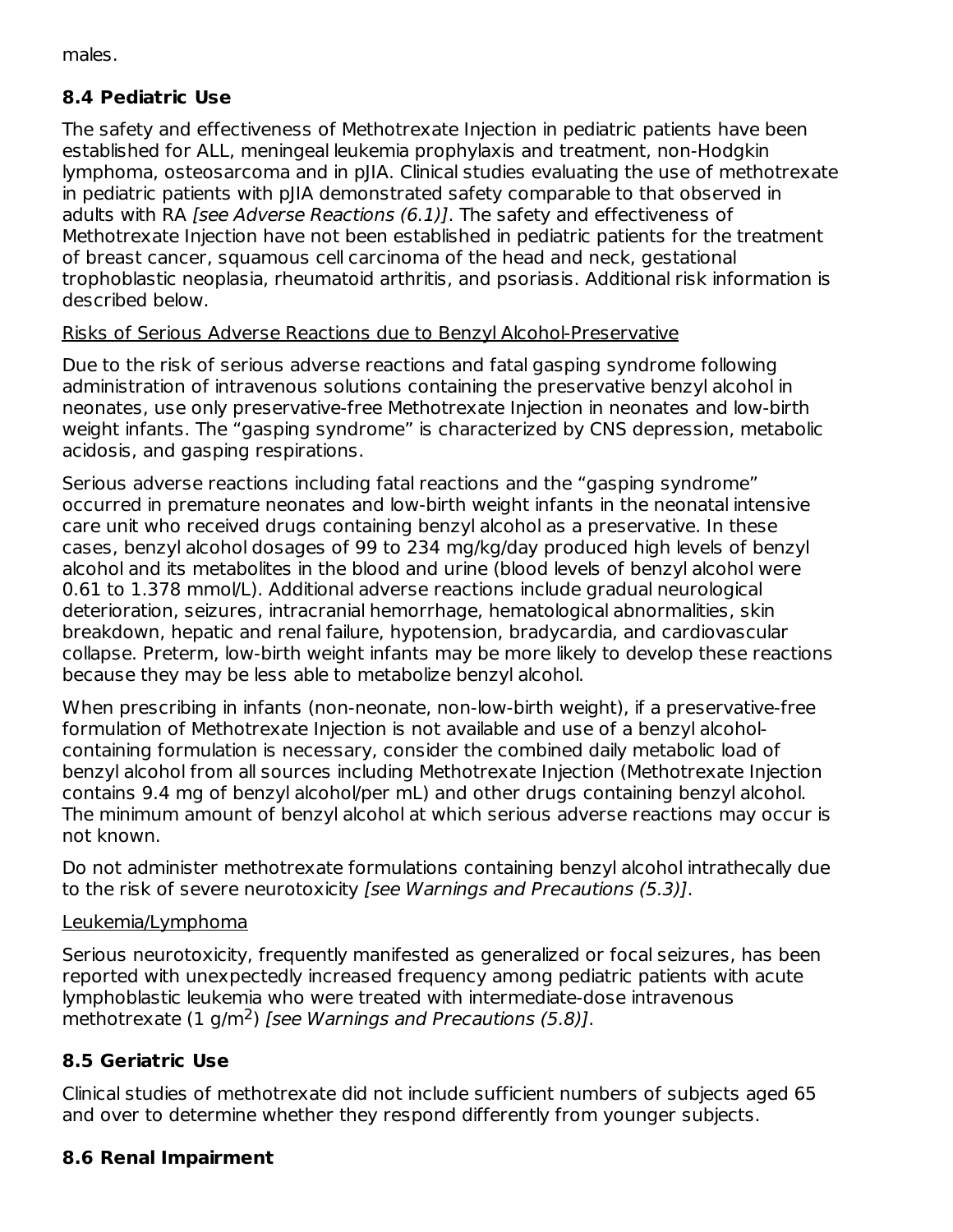males.

### 8.4 Pediatric Use

The safety and effectiveness of Methotrexate Injection in pediatric patients have been established for ALL, meningeal leukemia prophylaxis and treatment, non-Hodgkin lymphoma, osteosarcoma and in pJIA. Clinical studies evaluating the use of methotrexate in pediatric patients with pJIA demonstrated safety comparable to that observed in adults with RA *[see Adverse Reactions (6.1)]*. The safety and effectiveness of Methotrexate Injection have not been established in pediatric patients for the treatment of breast cancer, squamous cell carcinoma of the head and neck, gestational trophoblastic neoplasia, rheumatoid arthritis, and psoriasis. Additional risk information is described below.

<u>Risks of Serious Adverse Reactions due to Benzyl Alcohol-Preservative</u>

Due to the risk of serious adverse reactions and fatal gasping syndrome following administration of intravenous solutions containing the preservative benzyl alcohol in neonates, use only preservative-free Methotrexate Injection in neonates and low-birth weight infants. The "gasping syndrome" is characterized by CNS depression, metabolic acidosis, and gasping respirations.

Serious adverse reactions including fatal reactions and the "gasping syndrome" occurred in premature neonates and low-birth weight infants in the neonatal intensive care unit who received drugs containing benzyl alcohol as a preservative. In these cases, benzyl alcohol dosages of 99 to 234 mg/kg/day produced high levels of benzyl alcohol and its metabolites in the blood and urine (blood levels of benzyl alcohol were 0.61 to 1.378 mmol/L). Additional adverse reactions include gradual neurological deterioration, seizures, intracranial hemorrhage, hematological abnormalities, skin breakdown, hepatic and renal failure, hypotension, bradycardia, and cardiovascular collapse. Preterm, low-birth weight infants may be more likely to develop these reactions because they may be less able to metabolize benzyl alcohol.

When prescribing in infants (non-neonate, non-low-birth weight), if a preservative-free formulation of Methotrexate Injection is not available and use of a benzyl alcohol-containing formulation is necessary, consider the combined daily metabolic load of benzyl alcohol from all sources including Methotrexate Injection (Methotrexate Injection contains 9.4 mg of benzyl alcohol/per mL) and other drugs containing benzyl alcohol. The minimum amount of benzyl alcohol at which serious adverse reactions may occur is not known.

Do not administer methotrexate formulations containing benzyl alcohol intrathecally due to the risk of severe neurotoxicity *[see Warnings and Precautions (5.3)]*.

<u>Leukemia/Lymphoma</u>

Serious neurotoxicity, frequently manifested as generalized or focal seizures, has been reported with unexpectedly increased frequency among pediatric patients with acute lymphoblastic leukemia who were treated with intermediate-dose intravenous methotrexate (1 g/$m^2$) *[see Warnings and Precautions (5.8)]*.

### 8.5 Geriatric Use

Clinical studies of methotrexate did not include sufficient numbers of subjects aged 65 and over to determine whether they respond differently from younger subjects.

### 8.6 Renal Impairment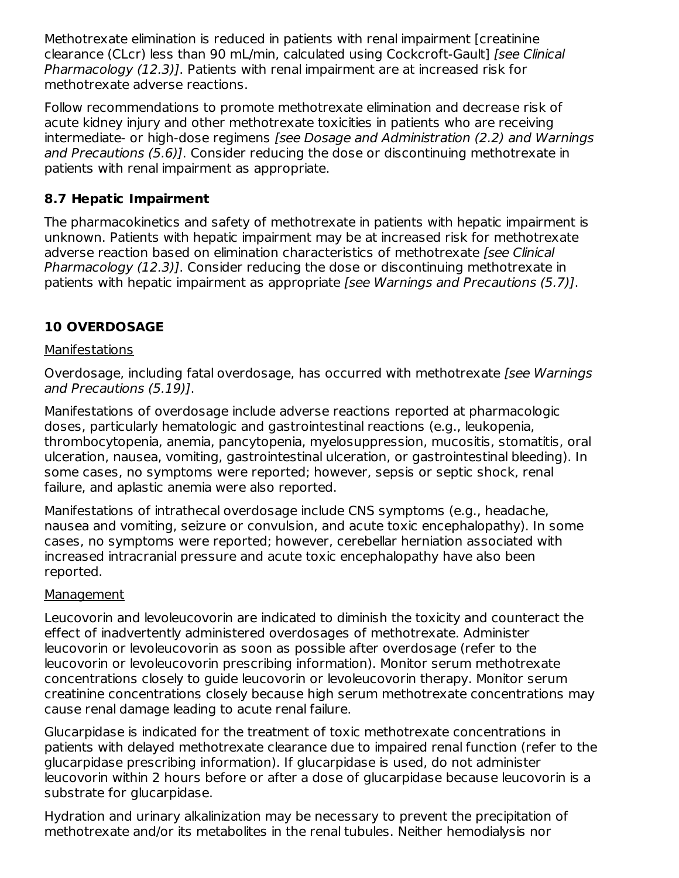Methotrexate elimination is reduced in patients with renal impairment [creatinine clearance (CLcr) less than 90 mL/min, calculated using Cockcroft-Gault] *[see Clinical Pharmacology (12.3)]*. Patients with renal impairment are at increased risk for methotrexate adverse reactions.

Follow recommendations to promote methotrexate elimination and decrease risk of acute kidney injury and other methotrexate toxicities in patients who are receiving intermediate- or high-dose regimens *[see Dosage and Administration (2.2) and Warnings and Precautions (5.6)]*. Consider reducing the dose or discontinuing methotrexate in patients with renal impairment as appropriate.

### 8.7 Hepatic Impairment

The pharmacokinetics and safety of methotrexate in patients with hepatic impairment is unknown. Patients with hepatic impairment may be at increased risk for methotrexate adverse reaction based on elimination characteristics of methotrexate *[see Clinical Pharmacology (12.3)]*. Consider reducing the dose or discontinuing methotrexate in patients with hepatic impairment as appropriate *[see Warnings and Precautions (5.7)]*.

## 10 OVERDOSAGE

Manifestations

Overdosage, including fatal overdosage, has occurred with methotrexate *[see Warnings and Precautions (5.19)]*.

Manifestations of overdosage include adverse reactions reported at pharmacologic doses, particularly hematologic and gastrointestinal reactions (e.g., leukopenia, thrombocytopenia, anemia, pancytopenia, myelosuppression, mucositis, stomatitis, oral ulceration, nausea, vomiting, gastrointestinal ulceration, or gastrointestinal bleeding). In some cases, no symptoms were reported; however, sepsis or septic shock, renal failure, and aplastic anemia were also reported.

Manifestations of intrathecal overdosage include CNS symptoms (e.g., headache, nausea and vomiting, seizure or convulsion, and acute toxic encephalopathy). In some cases, no symptoms were reported; however, cerebellar herniation associated with increased intracranial pressure and acute toxic encephalopathy have also been reported.

Management

Leucovorin and levoleucovorin are indicated to diminish the toxicity and counteract the effect of inadvertently administered overdosages of methotrexate. Administer leucovorin or levoleucovorin as soon as possible after overdosage (refer to the leucovorin or levoleucovorin prescribing information). Monitor serum methotrexate concentrations closely to guide leucovorin or levoleucovorin therapy. Monitor serum creatinine concentrations closely because high serum methotrexate concentrations may cause renal damage leading to acute renal failure.

Glucarpidase is indicated for the treatment of toxic methotrexate concentrations in patients with delayed methotrexate clearance due to impaired renal function (refer to the glucarpidase prescribing information). If glucarpidase is used, do not administer leucovorin within 2 hours before or after a dose of glucarpidase because leucovorin is a substrate for glucarpidase.

Hydration and urinary alkalinization may be necessary to prevent the precipitation of methotrexate and/or its metabolites in the renal tubules. Neither hemodialysis nor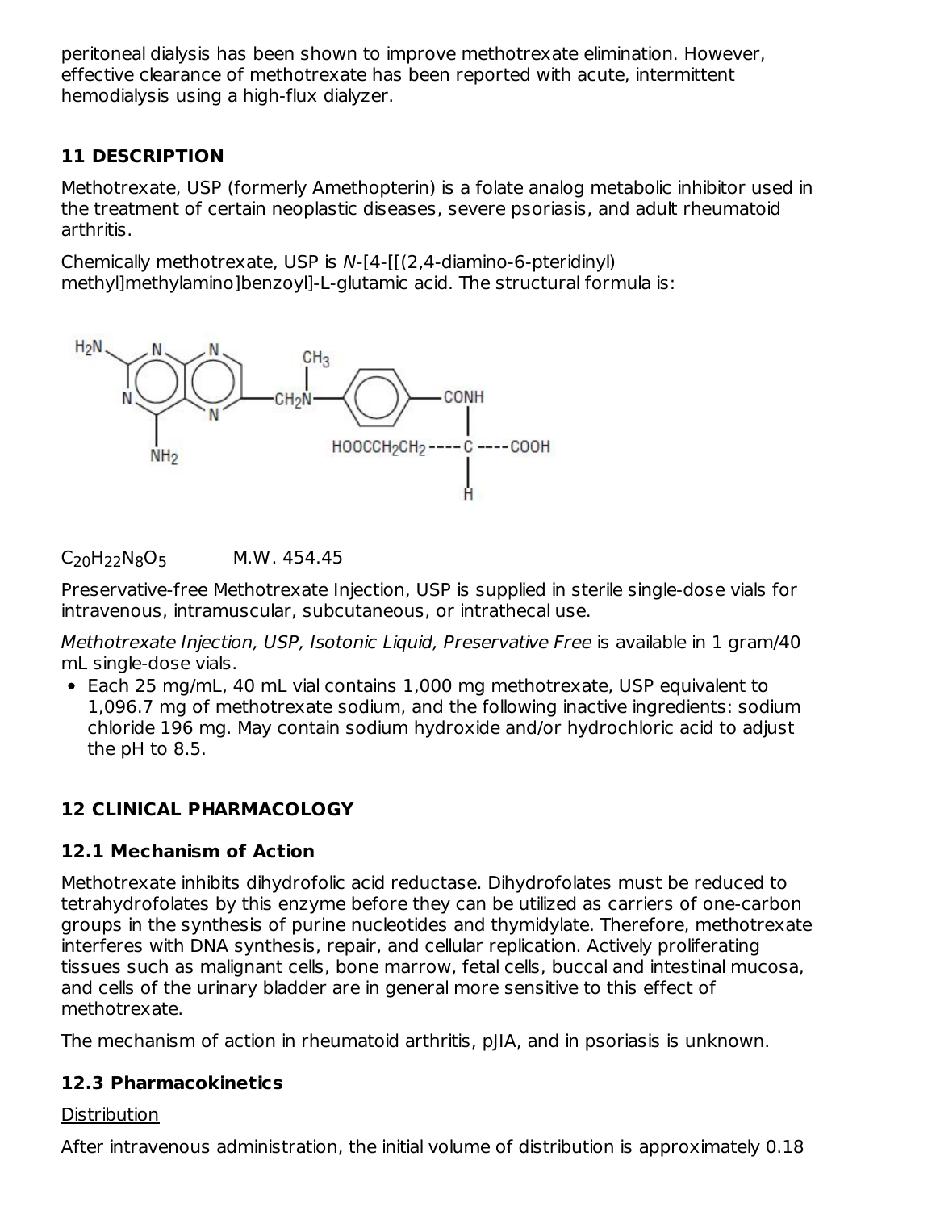peritoneal dialysis has been shown to improve methotrexate elimination. However, effective clearance of methotrexate has been reported with acute, intermittent hemodialysis using a high-flux dialyzer.

## 11 DESCRIPTION

Methotrexate, USP (formerly Amethopterin) is a folate analog metabolic inhibitor used in the treatment of certain neoplastic diseases, severe psoriasis, and adult rheumatoid arthritis.

Chemically methotrexate, USP is *N*-[4-[[(2,4-diamino-6-pteridinyl) methyl]methylamino]benzoyl]-L-glutamic acid. The structural formula is:

$C_{20}H_{22}N_8O_5$ M.W. 454.45

Preservative-free Methotrexate Injection, USP is supplied in sterile single-dose vials for intravenous, intramuscular, subcutaneous, or intrathecal use.

*Methotrexate Injection, USP, Isotonic Liquid, Preservative Free* is available in 1 gram/40 mL single-dose vials.

- Each 25 mg/mL, 40 mL vial contains 1,000 mg methotrexate, USP equivalent to 1,096.7 mg of methotrexate sodium, and the following inactive ingredients: sodium chloride 196 mg. May contain sodium hydroxide and/or hydrochloric acid to adjust the pH to 8.5.

## 12 CLINICAL PHARMACOLOGY

### 12.1 Mechanism of Action

Methotrexate inhibits dihydrofolic acid reductase. Dihydrofolates must be reduced to tetrahydrofolates by this enzyme before they can be utilized as carriers of one-carbon groups in the synthesis of purine nucleotides and thymidylate. Therefore, methotrexate interferes with DNA synthesis, repair, and cellular replication. Actively proliferating tissues such as malignant cells, bone marrow, fetal cells, buccal and intestinal mucosa, and cells of the urinary bladder are in general more sensitive to this effect of methotrexate.

The mechanism of action in rheumatoid arthritis, pJIA, and in psoriasis is unknown.

### 12.3 Pharmacokinetics

Distribution

After intravenous administration, the initial volume of distribution is approximately 0.18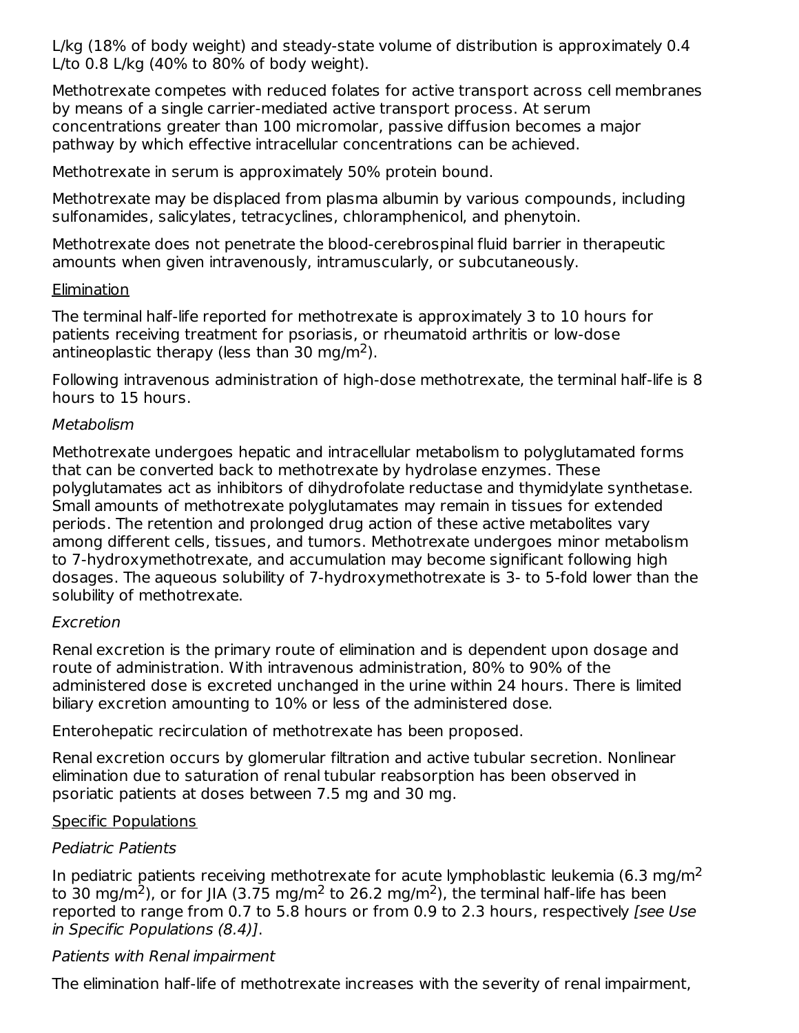L/kg (18% of body weight) and steady-state volume of distribution is approximately 0.4 L/to 0.8 L/kg (40% to 80% of body weight).

Methotrexate competes with reduced folates for active transport across cell membranes by means of a single carrier-mediated active transport process. At serum concentrations greater than 100 micromolar, passive diffusion becomes a major pathway by which effective intracellular concentrations can be achieved.

Methotrexate in serum is approximately 50% protein bound.

Methotrexate may be displaced from plasma albumin by various compounds, including sulfonamides, salicylates, tetracyclines, chloramphenicol, and phenytoin.

Methotrexate does not penetrate the blood-cerebrospinal fluid barrier in therapeutic amounts when given intravenously, intramuscularly, or subcutaneously.

Elimination

The terminal half-life reported for methotrexate is approximately 3 to 10 hours for patients receiving treatment for psoriasis, or rheumatoid arthritis or low-dose antineoplastic therapy (less than 30 mg/$m^2$).

Following intravenous administration of high-dose methotrexate, the terminal half-life is 8 hours to 15 hours.

*Metabolism*

Methotrexate undergoes hepatic and intracellular metabolism to polyglutamated forms that can be converted back to methotrexate by hydrolase enzymes. These polyglutamates act as inhibitors of dihydrofolate reductase and thymidylate synthetase. Small amounts of methotrexate polyglutamates may remain in tissues for extended periods. The retention and prolonged drug action of these active metabolites vary among different cells, tissues, and tumors. Methotrexate undergoes minor metabolism to 7-hydroxymethotrexate, and accumulation may become significant following high dosages. The aqueous solubility of 7-hydroxymethotrexate is 3- to 5-fold lower than the solubility of methotrexate.

*Excretion*

Renal excretion is the primary route of elimination and is dependent upon dosage and route of administration. With intravenous administration, 80% to 90% of the administered dose is excreted unchanged in the urine within 24 hours. There is limited biliary excretion amounting to 10% or less of the administered dose.

Enterohepatic recirculation of methotrexate has been proposed.

Renal excretion occurs by glomerular filtration and active tubular secretion. Nonlinear elimination due to saturation of renal tubular reabsorption has been observed in psoriatic patients at doses between 7.5 mg and 30 mg.

Specific Populations

*Pediatric Patients*

In pediatric patients receiving methotrexate for acute lymphoblastic leukemia (6.3 mg/$m^2$ to 30 mg/$m^2$), or for JIA (3.75 mg/$m^2$ to 26.2 mg/$m^2$), the terminal half-life has been reported to range from 0.7 to 5.8 hours or from 0.9 to 2.3 hours, respectively *[see Use in Specific Populations (8.4)]*.

*Patients with Renal impairment*

The elimination half-life of methotrexate increases with the severity of renal impairment,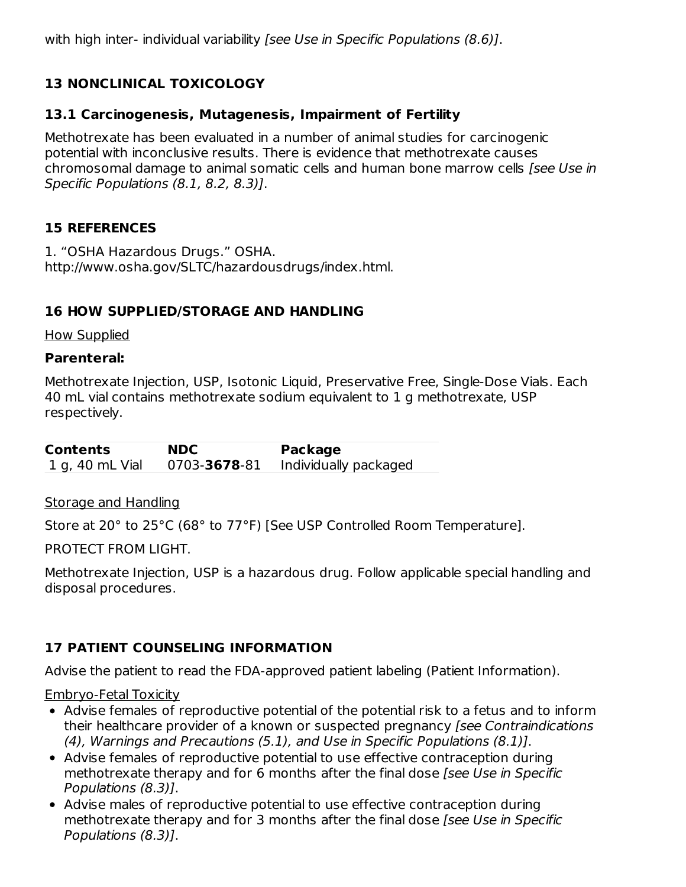with high inter- individual variability *[see Use in Specific Populations (8.6)]*.

## 13 NONCLINICAL TOXICOLOGY

### 13.1 Carcinogenesis, Mutagenesis, Impairment of Fertility

Methotrexate has been evaluated in a number of animal studies for carcinogenic potential with inconclusive results. There is evidence that methotrexate causes chromosomal damage to animal somatic cells and human bone marrow cells *[see Use in Specific Populations (8.1, 8.2, 8.3)]*.

## 15 REFERENCES

1. "OSHA Hazardous Drugs." OSHA. http://www.osha.gov/SLTC/hazardousdrugs/index.html.

## 16 HOW SUPPLIED/STORAGE AND HANDLING

<u>How Supplied</u>

**Parenteral:**

Methotrexate Injection, USP, Isotonic Liquid, Preservative Free, Single-Dose Vials. Each 40 mL vial contains methotrexate sodium equivalent to 1 g methotrexate, USP respectively.

| Contents | NDC | Package |
|---|---|---|
| 1 g, 40 mL Vial | 0703-**3678**-81 | Individually packaged |

<u>Storage and Handling</u>

Store at 20° to 25°C (68° to 77°F) [See USP Controlled Room Temperature].

PROTECT FROM LIGHT.

Methotrexate Injection, USP is a hazardous drug. Follow applicable special handling and disposal procedures.

## 17 PATIENT COUNSELING INFORMATION

Advise the patient to read the FDA-approved patient labeling (Patient Information).

<u>Embryo-Fetal Toxicity</u>

- Advise females of reproductive potential of the potential risk to a fetus and to inform their healthcare provider of a known or suspected pregnancy *[see Contraindications (4), Warnings and Precautions (5.1), and Use in Specific Populations (8.1)]*.
- Advise females of reproductive potential to use effective contraception during methotrexate therapy and for 6 months after the final dose *[see Use in Specific Populations (8.3)]*.
- Advise males of reproductive potential to use effective contraception during methotrexate therapy and for 3 months after the final dose *[see Use in Specific Populations (8.3)]*.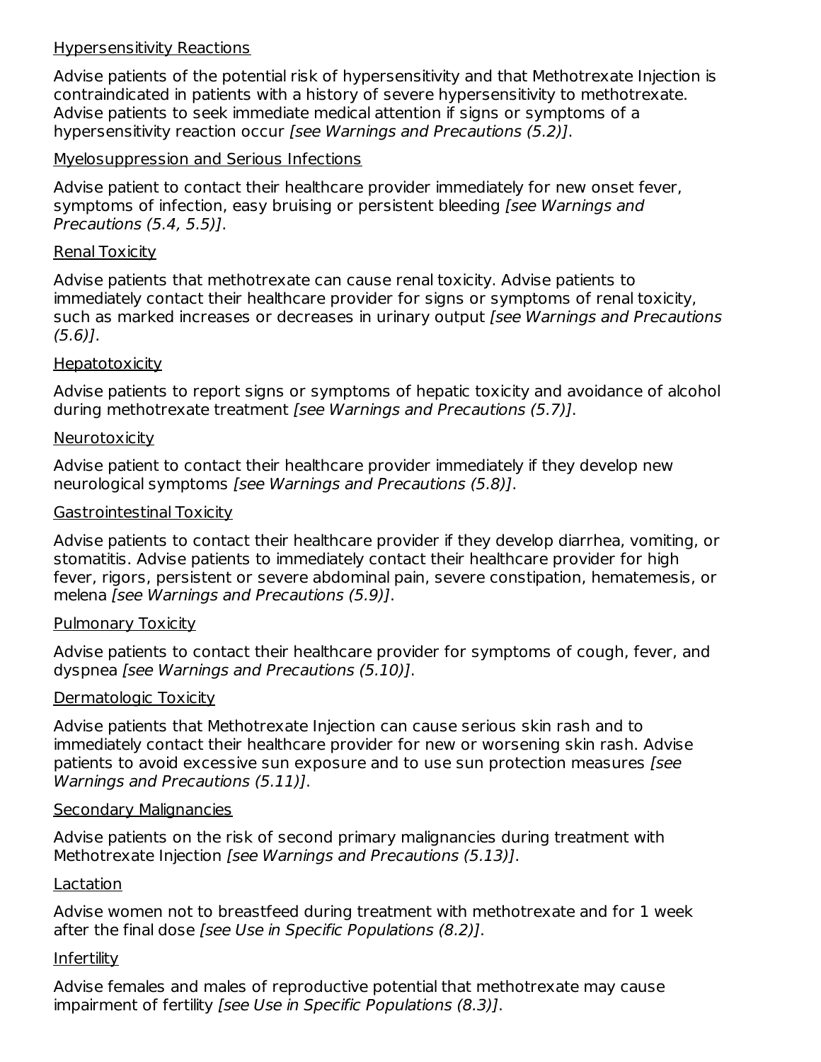Hypersensitivity Reactions

Advise patients of the potential risk of hypersensitivity and that Methotrexate Injection is contraindicated in patients with a history of severe hypersensitivity to methotrexate. Advise patients to seek immediate medical attention if signs or symptoms of a hypersensitivity reaction occur *[see Warnings and Precautions (5.2)]*.

Myelosuppression and Serious Infections

Advise patient to contact their healthcare provider immediately for new onset fever, symptoms of infection, easy bruising or persistent bleeding *[see Warnings and Precautions (5.4, 5.5)]*.

Renal Toxicity

Advise patients that methotrexate can cause renal toxicity. Advise patients to immediately contact their healthcare provider for signs or symptoms of renal toxicity, such as marked increases or decreases in urinary output *[see Warnings and Precautions (5.6)]*.

Hepatotoxicity

Advise patients to report signs or symptoms of hepatic toxicity and avoidance of alcohol during methotrexate treatment *[see Warnings and Precautions (5.7)]*.

Neurotoxicity

Advise patient to contact their healthcare provider immediately if they develop new neurological symptoms *[see Warnings and Precautions (5.8)]*.

Gastrointestinal Toxicity

Advise patients to contact their healthcare provider if they develop diarrhea, vomiting, or stomatitis. Advise patients to immediately contact their healthcare provider for high fever, rigors, persistent or severe abdominal pain, severe constipation, hematemesis, or melena *[see Warnings and Precautions (5.9)]*.

Pulmonary Toxicity

Advise patients to contact their healthcare provider for symptoms of cough, fever, and dyspnea *[see Warnings and Precautions (5.10)]*.

Dermatologic Toxicity

Advise patients that Methotrexate Injection can cause serious skin rash and to immediately contact their healthcare provider for new or worsening skin rash. Advise patients to avoid excessive sun exposure and to use sun protection measures *[see Warnings and Precautions (5.11)]*.

Secondary Malignancies

Advise patients on the risk of second primary malignancies during treatment with Methotrexate Injection *[see Warnings and Precautions (5.13)]*.

Lactation

Advise women not to breastfeed during treatment with methotrexate and for 1 week after the final dose *[see Use in Specific Populations (8.2)]*.

Infertility

Advise females and males of reproductive potential that methotrexate may cause impairment of fertility *[see Use in Specific Populations (8.3)]*.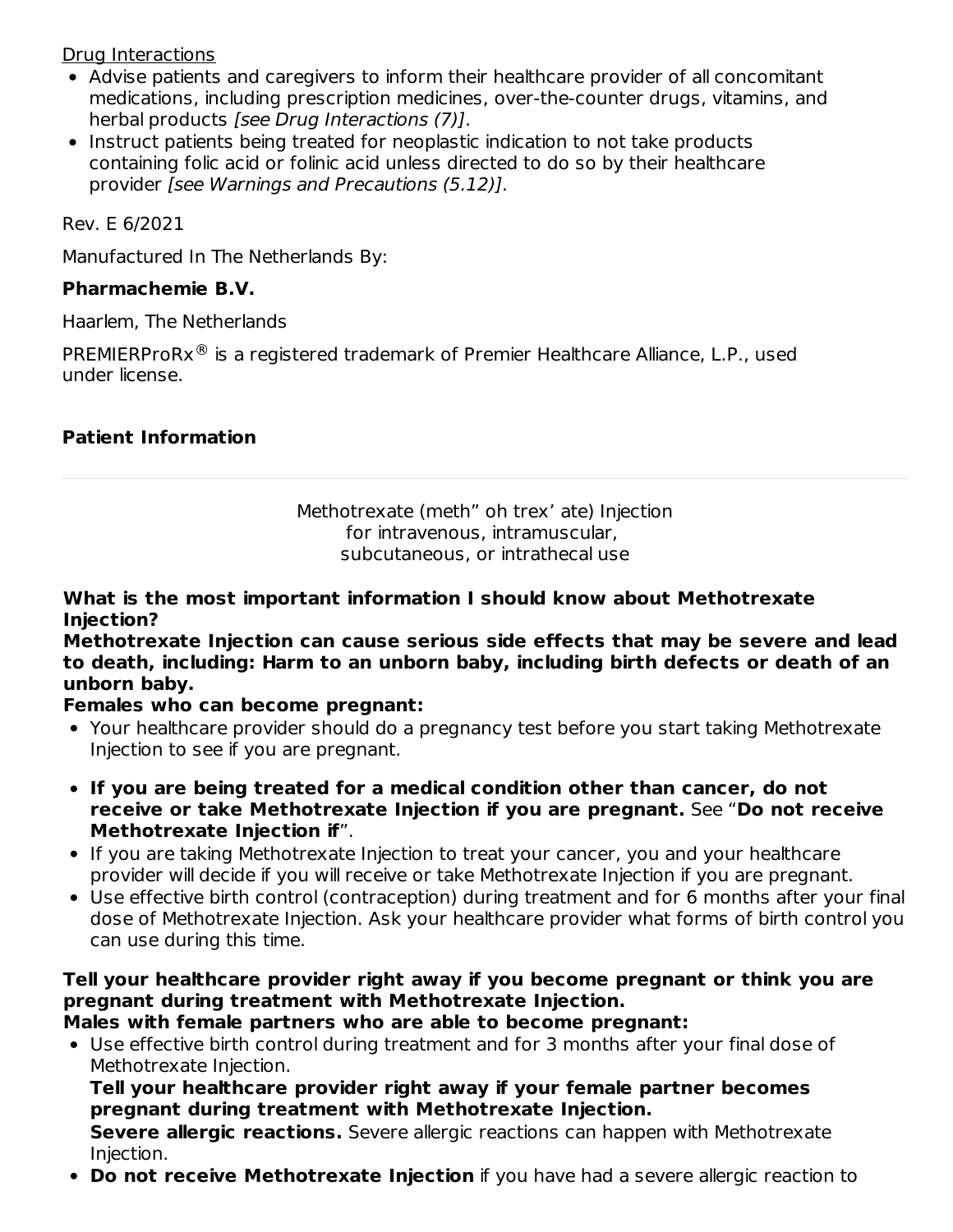<u>Drug Interactions</u>

- Advise patients and caregivers to inform their healthcare provider of all concomitant medications, including prescription medicines, over-the-counter drugs, vitamins, and herbal products *[see Drug Interactions (7)]*.
- Instruct patients being treated for neoplastic indication to not take products containing folic acid or folinic acid unless directed to do so by their healthcare provider *[see Warnings and Precautions (5.12)]*.

Rev. E 6/2021

Manufactured In The Netherlands By:

**Pharmachemie B.V.**

Haarlem, The Netherlands

PREMIERProRx® is a registered trademark of Premier Healthcare Alliance, L.P., used under license.

**Patient Information**

---

Methotrexate (meth" oh trex' ate) Injection
for intravenous, intramuscular,
subcutaneous, or intrathecal use

**What is the most important information I should know about Methotrexate Injection?**

**Methotrexate Injection can cause serious side effects that may be severe and lead to death, including: Harm to an unborn baby, including birth defects or death of an unborn baby.**

**Females who can become pregnant:**

- Your healthcare provider should do a pregnancy test before you start taking Methotrexate Injection to see if you are pregnant.
- **If you are being treated for a medical condition other than cancer, do not receive or take Methotrexate Injection if you are pregnant.** See "**Do not receive Methotrexate Injection if**".
- If you are taking Methotrexate Injection to treat your cancer, you and your healthcare provider will decide if you will receive or take Methotrexate Injection if you are pregnant.
- Use effective birth control (contraception) during treatment and for 6 months after your final dose of Methotrexate Injection. Ask your healthcare provider what forms of birth control you can use during this time.

**Tell your healthcare provider right away if you become pregnant or think you are pregnant during treatment with Methotrexate Injection.**

**Males with female partners who are able to become pregnant:**

- Use effective birth control during treatment and for 3 months after your final dose of Methotrexate Injection.
  **Tell your healthcare provider right away if your female partner becomes pregnant during treatment with Methotrexate Injection.**
  **Severe allergic reactions.** Severe allergic reactions can happen with Methotrexate Injection.
- **Do not receive Methotrexate Injection** if you have had a severe allergic reaction to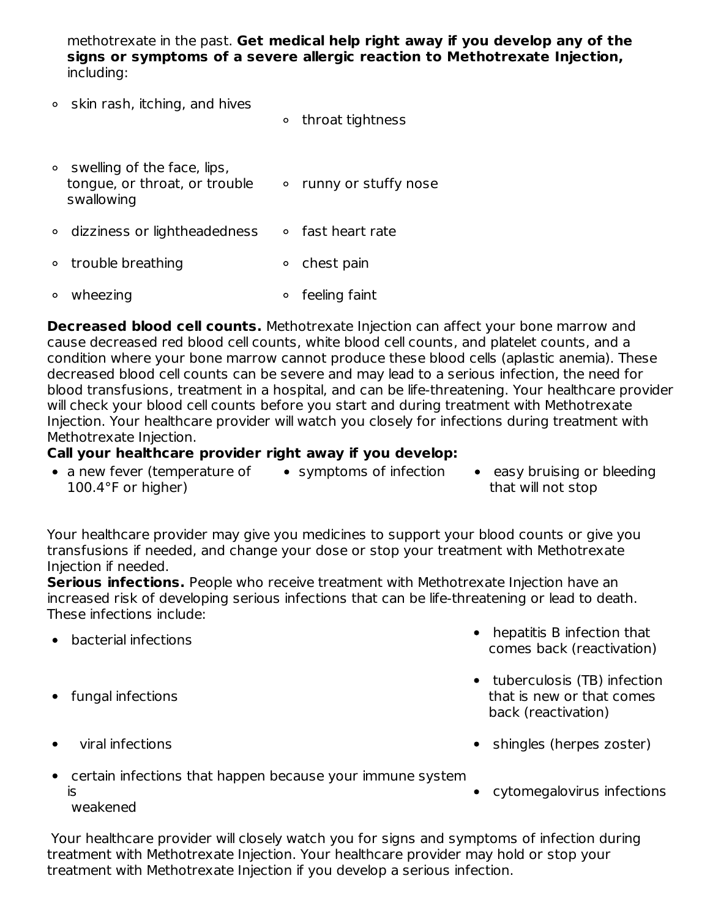methotrexate in the past. **Get medical help right away if you develop any of the signs or symptoms of a severe allergic reaction to Methotrexate Injection,** including:

- skin rash, itching, and hives
- throat tightness
- swelling of the face, lips, tongue, or throat, or trouble swallowing
- runny or stuffy nose
- dizziness or lightheadedness
- fast heart rate
- trouble breathing
- chest pain
- wheezing
- feeling faint

**Decreased blood cell counts.** Methotrexate Injection can affect your bone marrow and cause decreased red blood cell counts, white blood cell counts, and platelet counts, and a condition where your bone marrow cannot produce these blood cells (aplastic anemia). These decreased blood cell counts can be severe and may lead to a serious infection, the need for blood transfusions, treatment in a hospital, and can be life-threatening. Your healthcare provider will check your blood cell counts before you start and during treatment with Methotrexate Injection. Your healthcare provider will watch you closely for infections during treatment with Methotrexate Injection.

**Call your healthcare provider right away if you develop:**

- a new fever (temperature of 100.4°F or higher)
- symptoms of infection
- easy bruising or bleeding that will not stop

Your healthcare provider may give you medicines to support your blood counts or give you transfusions if needed, and change your dose or stop your treatment with Methotrexate Injection if needed.

**Serious infections.** People who receive treatment with Methotrexate Injection have an increased risk of developing serious infections that can be life-threatening or lead to death. These infections include:

- bacterial infections
- hepatitis B infection that comes back (reactivation)
- fungal infections
- tuberculosis (TB) infection that is new or that comes back (reactivation)
- viral infections
- shingles (herpes zoster)
- certain infections that happen because your immune system is weakened
- cytomegalovirus infections

Your healthcare provider will closely watch you for signs and symptoms of infection during treatment with Methotrexate Injection. Your healthcare provider may hold or stop your treatment with Methotrexate Injection if you develop a serious infection.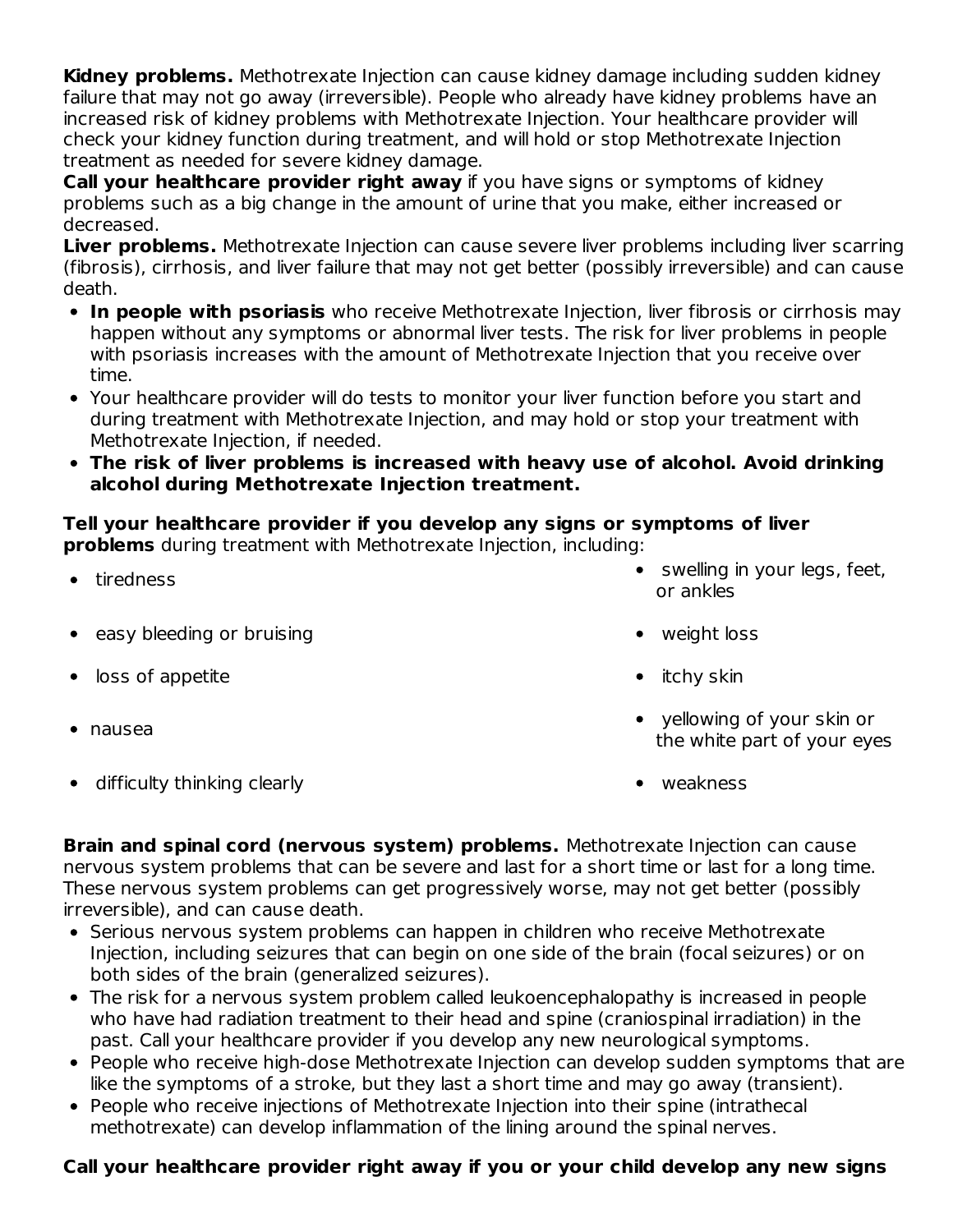**Kidney problems.** Methotrexate Injection can cause kidney damage including sudden kidney failure that may not go away (irreversible). People who already have kidney problems have an increased risk of kidney problems with Methotrexate Injection. Your healthcare provider will check your kidney function during treatment, and will hold or stop Methotrexate Injection treatment as needed for severe kidney damage.

**Call your healthcare provider right away** if you have signs or symptoms of kidney problems such as a big change in the amount of urine that you make, either increased or decreased.

**Liver problems.** Methotrexate Injection can cause severe liver problems including liver scarring (fibrosis), cirrhosis, and liver failure that may not get better (possibly irreversible) and can cause death.

- **In people with psoriasis** who receive Methotrexate Injection, liver fibrosis or cirrhosis may happen without any symptoms or abnormal liver tests. The risk for liver problems in people with psoriasis increases with the amount of Methotrexate Injection that you receive over time.
- Your healthcare provider will do tests to monitor your liver function before you start and during treatment with Methotrexate Injection, and may hold or stop your treatment with Methotrexate Injection, if needed.
- **The risk of liver problems is increased with heavy use of alcohol. Avoid drinking alcohol during Methotrexate Injection treatment.**

**Tell your healthcare provider if you develop any signs or symptoms of liver problems** during treatment with Methotrexate Injection, including:

- tiredness
- easy bleeding or bruising
- loss of appetite
- nausea
- difficulty thinking clearly
- swelling in your legs, feet, or ankles
- weight loss
- itchy skin
- yellowing of your skin or the white part of your eyes
- weakness

**Brain and spinal cord (nervous system) problems.** Methotrexate Injection can cause nervous system problems that can be severe and last for a short time or last for a long time. These nervous system problems can get progressively worse, may not get better (possibly irreversible), and can cause death.

- Serious nervous system problems can happen in children who receive Methotrexate Injection, including seizures that can begin on one side of the brain (focal seizures) or on both sides of the brain (generalized seizures).
- The risk for a nervous system problem called leukoencephalopathy is increased in people who have had radiation treatment to their head and spine (craniospinal irradiation) in the past. Call your healthcare provider if you develop any new neurological symptoms.
- People who receive high-dose Methotrexate Injection can develop sudden symptoms that are like the symptoms of a stroke, but they last a short time and may go away (transient).
- People who receive injections of Methotrexate Injection into their spine (intrathecal methotrexate) can develop inflammation of the lining around the spinal nerves.

**Call your healthcare provider right away if you or your child develop any new signs**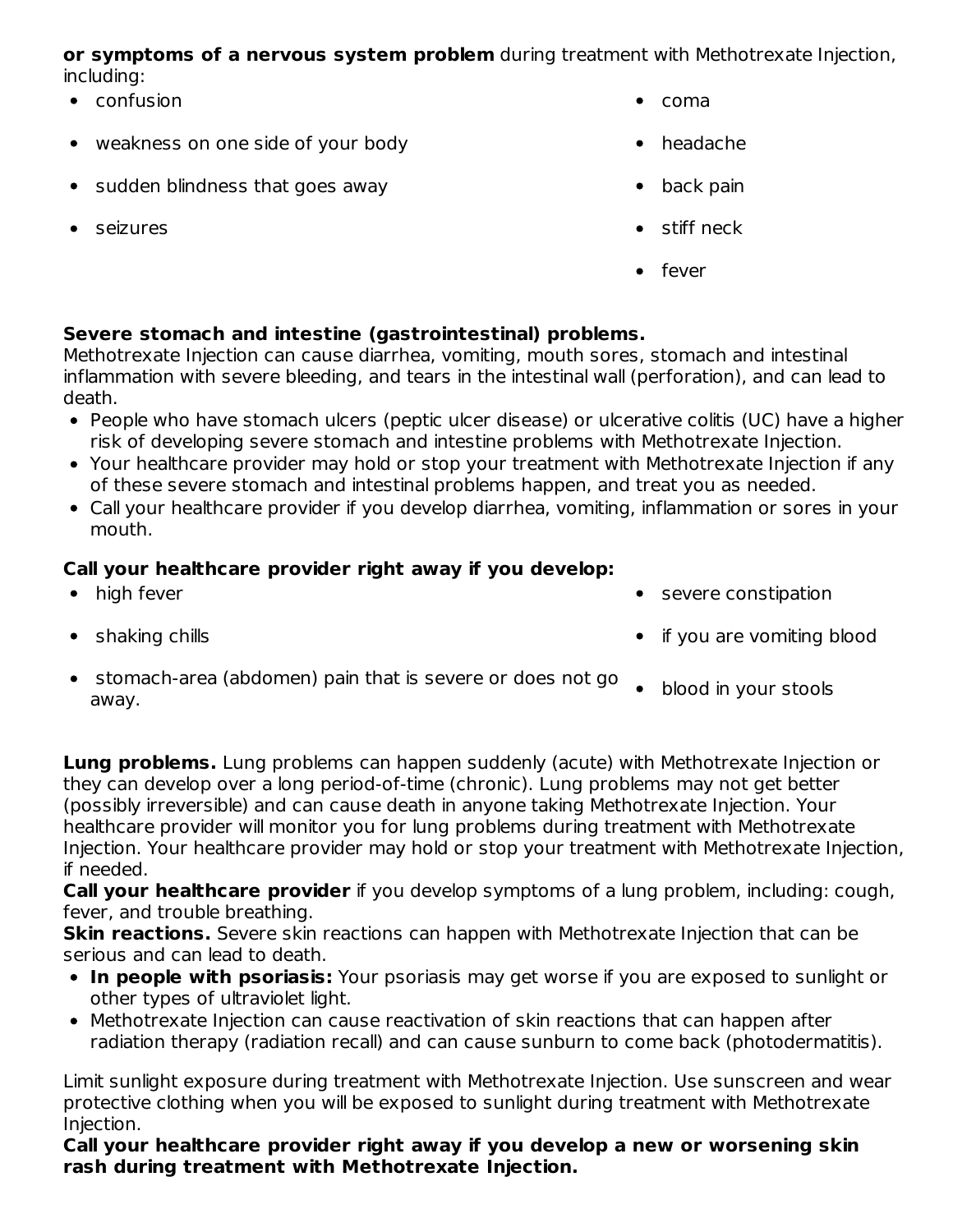**or symptoms of a nervous system problem** during treatment with Methotrexate Injection, including:

- confusion
- weakness on one side of your body
- sudden blindness that goes away
- seizures
- coma
- headache
- back pain
- stiff neck
- fever

**Severe stomach and intestine (gastrointestinal) problems.**
Methotrexate Injection can cause diarrhea, vomiting, mouth sores, stomach and intestinal inflammation with severe bleeding, and tears in the intestinal wall (perforation), and can lead to death.

- People who have stomach ulcers (peptic ulcer disease) or ulcerative colitis (UC) have a higher risk of developing severe stomach and intestine problems with Methotrexate Injection.
- Your healthcare provider may hold or stop your treatment with Methotrexate Injection if any of these severe stomach and intestinal problems happen, and treat you as needed.
- Call your healthcare provider if you develop diarrhea, vomiting, inflammation or sores in your mouth.

**Call your healthcare provider right away if you develop:**

- high fever
- shaking chills
- stomach-area (abdomen) pain that is severe or does not go away.
- severe constipation
- if you are vomiting blood
- blood in your stools

**Lung problems.** Lung problems can happen suddenly (acute) with Methotrexate Injection or they can develop over a long period-of-time (chronic). Lung problems may not get better (possibly irreversible) and can cause death in anyone taking Methotrexate Injection. Your healthcare provider will monitor you for lung problems during treatment with Methotrexate Injection. Your healthcare provider may hold or stop your treatment with Methotrexate Injection, if needed.
**Call your healthcare provider** if you develop symptoms of a lung problem, including: cough, fever, and trouble breathing.
**Skin reactions.** Severe skin reactions can happen with Methotrexate Injection that can be serious and can lead to death.

- **In people with psoriasis:** Your psoriasis may get worse if you are exposed to sunlight or other types of ultraviolet light.
- Methotrexate Injection can cause reactivation of skin reactions that can happen after radiation therapy (radiation recall) and can cause sunburn to come back (photodermatitis).

Limit sunlight exposure during treatment with Methotrexate Injection. Use sunscreen and wear protective clothing when you will be exposed to sunlight during treatment with Methotrexate Injection.
**Call your healthcare provider right away if you develop a new or worsening skin rash during treatment with Methotrexate Injection.**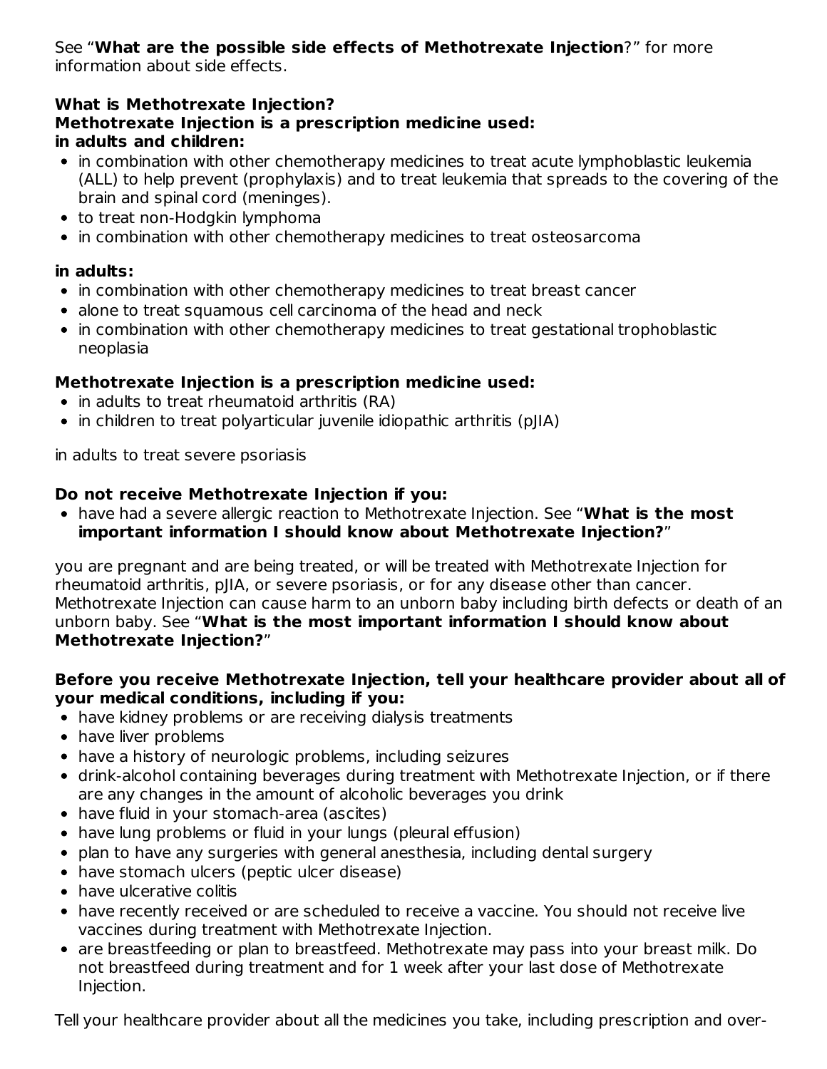See "**What are the possible side effects of Methotrexate Injection**?" for more information about side effects.

**What is Methotrexate Injection?**
**Methotrexate Injection is a prescription medicine used:**
**in adults and children:**

- in combination with other chemotherapy medicines to treat acute lymphoblastic leukemia (ALL) to help prevent (prophylaxis) and to treat leukemia that spreads to the covering of the brain and spinal cord (meninges).
- to treat non-Hodgkin lymphoma
- in combination with other chemotherapy medicines to treat osteosarcoma

**in adults:**

- in combination with other chemotherapy medicines to treat breast cancer
- alone to treat squamous cell carcinoma of the head and neck
- in combination with other chemotherapy medicines to treat gestational trophoblastic neoplasia

**Methotrexate Injection is a prescription medicine used:**

- in adults to treat rheumatoid arthritis (RA)
- in children to treat polyarticular juvenile idiopathic arthritis (pJIA)

in adults to treat severe psoriasis

**Do not receive Methotrexate Injection if you:**

- have had a severe allergic reaction to Methotrexate Injection. See "**What is the most important information I should know about Methotrexate Injection?**"

you are pregnant and are being treated, or will be treated with Methotrexate Injection for rheumatoid arthritis, pJIA, or severe psoriasis, or for any disease other than cancer. Methotrexate Injection can cause harm to an unborn baby including birth defects or death of an unborn baby. See "**What is the most important information I should know about Methotrexate Injection?**"

**Before you receive Methotrexate Injection, tell your healthcare provider about all of your medical conditions, including if you:**

- have kidney problems or are receiving dialysis treatments
- have liver problems
- have a history of neurologic problems, including seizures
- drink-alcohol containing beverages during treatment with Methotrexate Injection, or if there are any changes in the amount of alcoholic beverages you drink
- have fluid in your stomach-area (ascites)
- have lung problems or fluid in your lungs (pleural effusion)
- plan to have any surgeries with general anesthesia, including dental surgery
- have stomach ulcers (peptic ulcer disease)
- have ulcerative colitis
- have recently received or are scheduled to receive a vaccine. You should not receive live vaccines during treatment with Methotrexate Injection.
- are breastfeeding or plan to breastfeed. Methotrexate may pass into your breast milk. Do not breastfeed during treatment and for 1 week after your last dose of Methotrexate Injection.

Tell your healthcare provider about all the medicines you take, including prescription and over-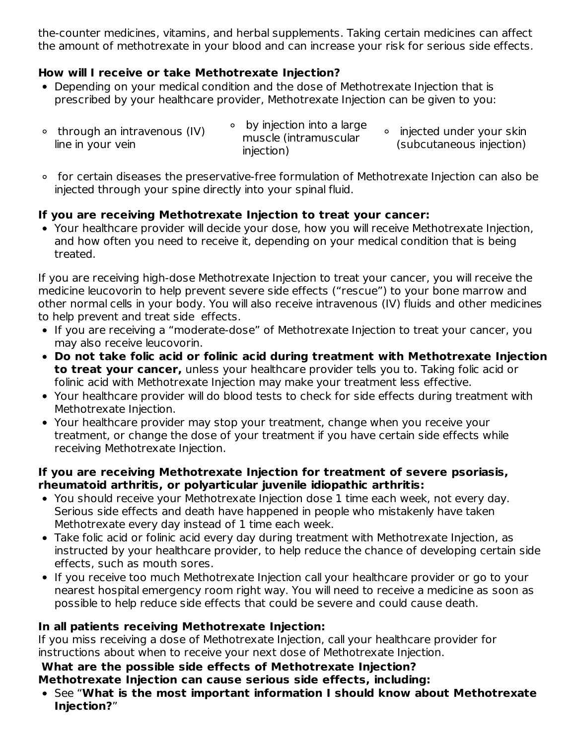the-counter medicines, vitamins, and herbal supplements. Taking certain medicines can affect the amount of methotrexate in your blood and can increase your risk for serious side effects.

**How will I receive or take Methotrexate Injection?**

- Depending on your medical condition and the dose of Methotrexate Injection that is prescribed by your healthcare provider, Methotrexate Injection can be given to you:
    - through an intravenous (IV) line in your vein
    - by injection into a large muscle (intramuscular injection)
    - injected under your skin (subcutaneous injection)
    - for certain diseases the preservative-free formulation of Methotrexate Injection can also be injected through your spine directly into your spinal fluid.

**If you are receiving Methotrexate Injection to treat your cancer:**

- Your healthcare provider will decide your dose, how you will receive Methotrexate Injection, and how often you need to receive it, depending on your medical condition that is being treated.

If you are receiving high-dose Methotrexate Injection to treat your cancer, you will receive the medicine leucovorin to help prevent severe side effects ("rescue") to your bone marrow and other normal cells in your body. You will also receive intravenous (IV) fluids and other medicines to help prevent and treat side effects.

- If you are receiving a "moderate-dose" of Methotrexate Injection to treat your cancer, you may also receive leucovorin.
- **Do not take folic acid or folinic acid during treatment with Methotrexate Injection to treat your cancer,** unless your healthcare provider tells you to. Taking folic acid or folinic acid with Methotrexate Injection may make your treatment less effective.
- Your healthcare provider will do blood tests to check for side effects during treatment with Methotrexate Injection.
- Your healthcare provider may stop your treatment, change when you receive your treatment, or change the dose of your treatment if you have certain side effects while receiving Methotrexate Injection.

**If you are receiving Methotrexate Injection for treatment of severe psoriasis, rheumatoid arthritis, or polyarticular juvenile idiopathic arthritis:**

- You should receive your Methotrexate Injection dose 1 time each week, not every day. Serious side effects and death have happened in people who mistakenly have taken Methotrexate every day instead of 1 time each week.
- Take folic acid or folinic acid every day during treatment with Methotrexate Injection, as instructed by your healthcare provider, to help reduce the chance of developing certain side effects, such as mouth sores.
- If you receive too much Methotrexate Injection call your healthcare provider or go to your nearest hospital emergency room right way. You will need to receive a medicine as soon as possible to help reduce side effects that could be severe and could cause death.

**In all patients receiving Methotrexate Injection:**

If you miss receiving a dose of Methotrexate Injection, call your healthcare provider for instructions about when to receive your next dose of Methotrexate Injection.

**What are the possible side effects of Methotrexate Injection?**

**Methotrexate Injection can cause serious side effects, including:**

- See "**What is the most important information I should know about Methotrexate Injection?**"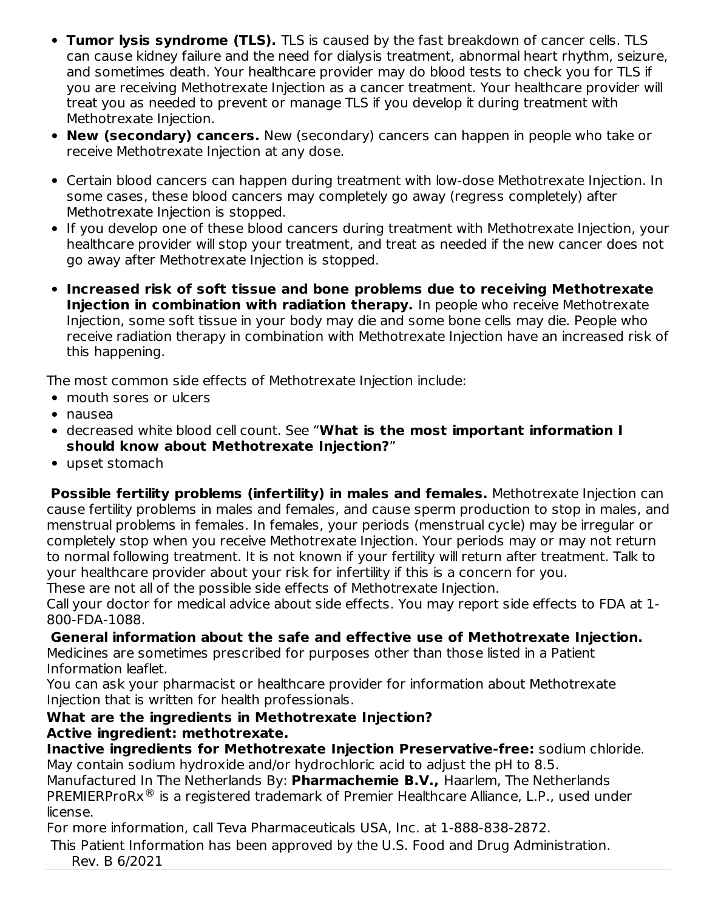- **Tumor lysis syndrome (TLS).** TLS is caused by the fast breakdown of cancer cells. TLS can cause kidney failure and the need for dialysis treatment, abnormal heart rhythm, seizure, and sometimes death. Your healthcare provider may do blood tests to check you for TLS if you are receiving Methotrexate Injection as a cancer treatment. Your healthcare provider will treat you as needed to prevent or manage TLS if you develop it during treatment with Methotrexate Injection.
- **New (secondary) cancers.** New (secondary) cancers can happen in people who take or receive Methotrexate Injection at any dose.
- Certain blood cancers can happen during treatment with low-dose Methotrexate Injection. In some cases, these blood cancers may completely go away (regress completely) after Methotrexate Injection is stopped.
- If you develop one of these blood cancers during treatment with Methotrexate Injection, your healthcare provider will stop your treatment, and treat as needed if the new cancer does not go away after Methotrexate Injection is stopped.
- **Increased risk of soft tissue and bone problems due to receiving Methotrexate Injection in combination with radiation therapy.** In people who receive Methotrexate Injection, some soft tissue in your body may die and some bone cells may die. People who receive radiation therapy in combination with Methotrexate Injection have an increased risk of this happening.

The most common side effects of Methotrexate Injection include:

- mouth sores or ulcers
- nausea
- decreased white blood cell count. See "**What is the most important information I should know about Methotrexate Injection?**"
- upset stomach

**Possible fertility problems (infertility) in males and females.** Methotrexate Injection can cause fertility problems in males and females, and cause sperm production to stop in males, and menstrual problems in females. In females, your periods (menstrual cycle) may be irregular or completely stop when you receive Methotrexate Injection. Your periods may or may not return to normal following treatment. It is not known if your fertility will return after treatment. Talk to your healthcare provider about your risk for infertility if this is a concern for you.
These are not all of the possible side effects of Methotrexate Injection.
Call your doctor for medical advice about side effects. You may report side effects to FDA at 1-800-FDA-1088.

**General information about the safe and effective use of Methotrexate Injection.**
Medicines are sometimes prescribed for purposes other than those listed in a Patient Information leaflet.
You can ask your pharmacist or healthcare provider for information about Methotrexate Injection that is written for health professionals.

**What are the ingredients in Methotrexate Injection?**
**Active ingredient: methotrexate.**
**Inactive ingredients for Methotrexate Injection Preservative-free:** sodium chloride. May contain sodium hydroxide and/or hydrochloric acid to adjust the pH to 8.5.
Manufactured In The Netherlands By: **Pharmachemie B.V.,** Haarlem, The Netherlands
PREMIERProRx® is a registered trademark of Premier Healthcare Alliance, L.P., used under license.
For more information, call Teva Pharmaceuticals USA, Inc. at 1-888-838-2872.
This Patient Information has been approved by the U.S. Food and Drug Administration.
Rev. B 6/2021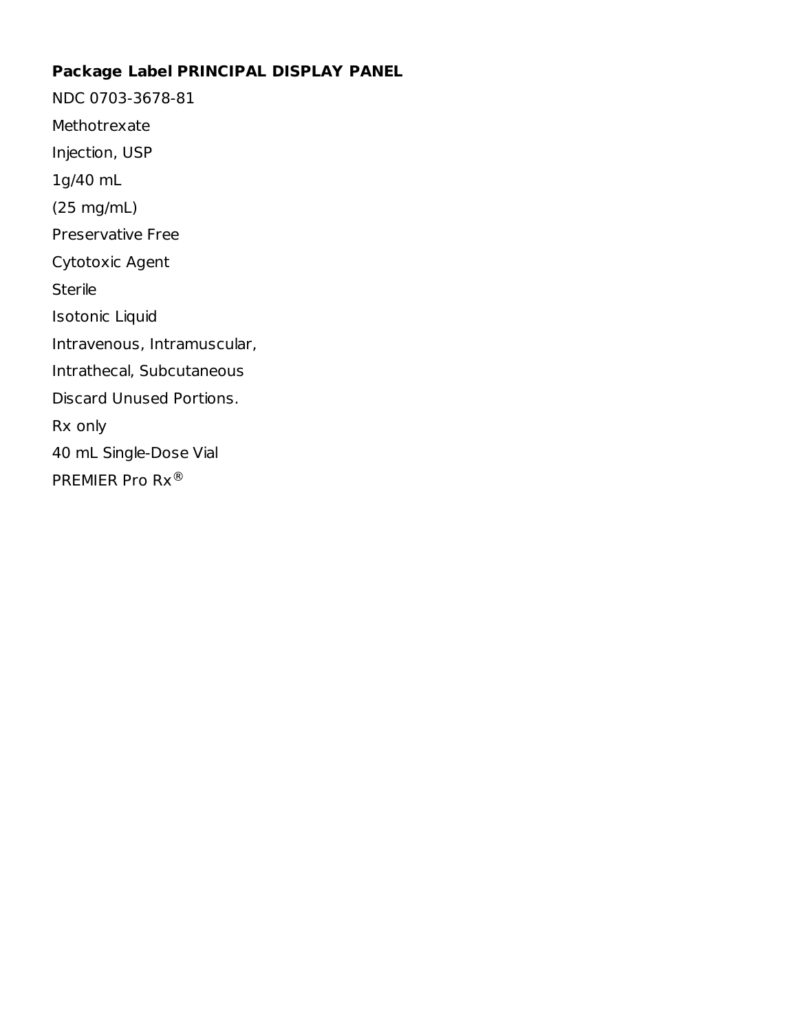**Package Label PRINCIPAL DISPLAY PANEL**

NDC 0703-3678-81

Methotrexate

Injection, USP

1g/40 mL

(25 mg/mL)

Preservative Free

Cytotoxic Agent

Sterile

Isotonic Liquid

Intravenous, Intramuscular,

Intrathecal, Subcutaneous

Discard Unused Portions.

Rx only

40 mL Single-Dose Vial

PREMIER Pro Rx®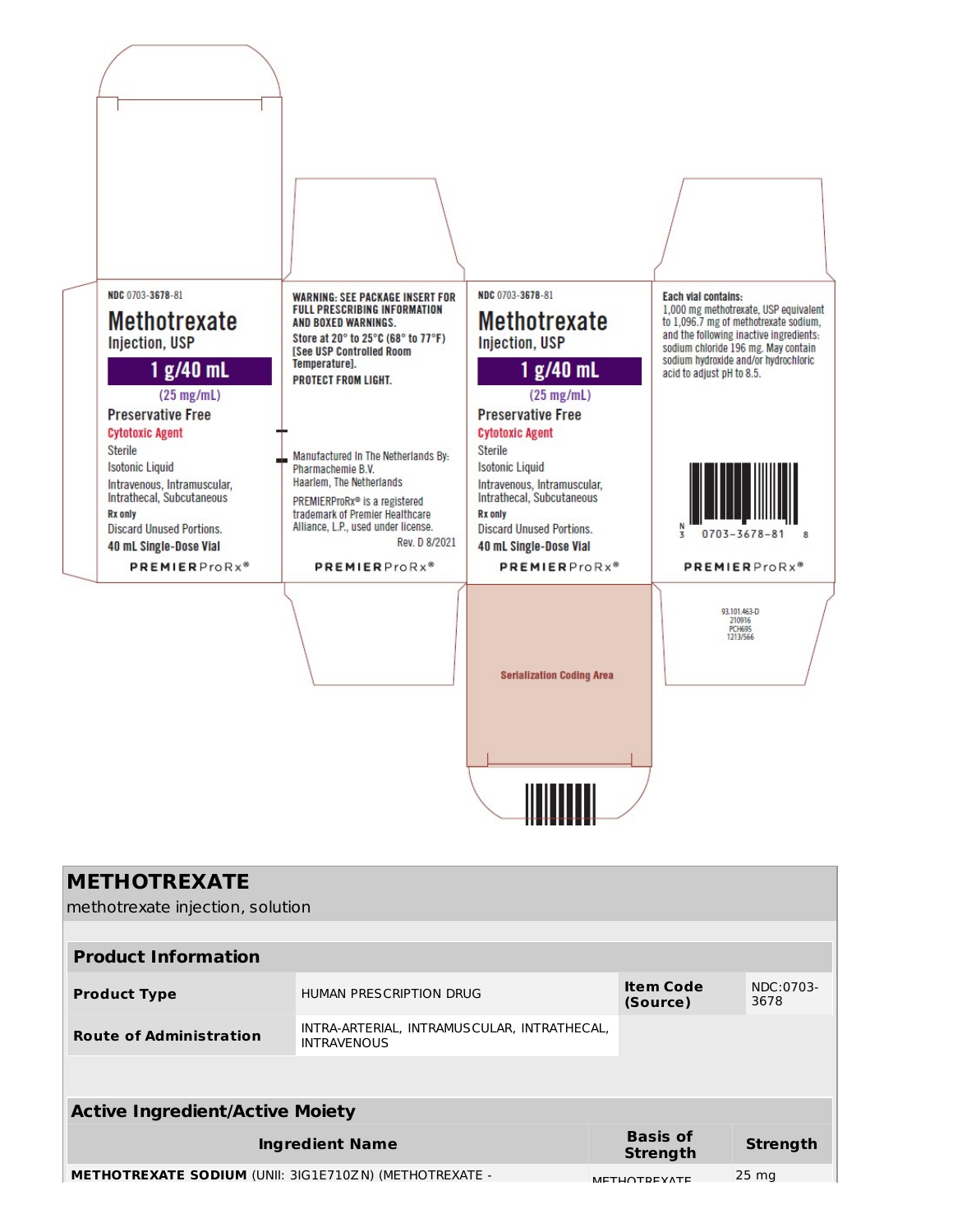NDC 0703-3678-81

**Methotrexate**
Injection, USP

**1 g/40 mL**
(25 mg/mL)

Preservative Free
Cytotoxic Agent
Sterile
Isotonic Liquid
Intravenous, Intramuscular, Intrathecal, Subcutaneous
**Rx only**
Discard Unused Portions.
**40 mL Single-Dose Vial**

PREMIERProRx®

**WARNING: SEE PACKAGE INSERT FOR FULL PRESCRIBING INFORMATION AND BOXED WARNINGS.**

**Store at 20° to 25°C (68° to 77°F) [See USP Controlled Room Temperature].**

**PROTECT FROM LIGHT.**

Manufactured In The Netherlands By:
Pharmachemie B.V.
Haarlem, The Netherlands

PREMIERProRx® is a registered trademark of Premier Healthcare Alliance, L.P., used under license.

Rev. D 8/2021

PREMIERProRx®

NDC 0703-3678-81

**Methotrexate**
Injection, USP

**1 g/40 mL**
(25 mg/mL)

Preservative Free
Cytotoxic Agent
Sterile
Isotonic Liquid
Intravenous, Intramuscular, Intrathecal, Subcutaneous
**Rx only**
Discard Unused Portions.
**40 mL Single-Dose Vial**

PREMIERProRx®

**Each vial contains:**
1,000 mg methotrexate, USP equivalent to 1,096.7 mg of methotrexate sodium, and the following inactive ingredients: sodium chloride 196 mg. May contain sodium hydroxide and/or hydrochloric acid to adjust pH to 8.5.

N 3 0703-3678-81 8

PREMIERProRx®

Serialization Coding Area

93.101.463-D
210916
PCH695
1213/566

## METHOTREXATE

methotrexate injection, solution

| **Product Information** | | | |
|---|---|---|---|
| **Product Type** | HUMAN PRESCRIPTION DRUG | **Item Code (Source)** | NDC:0703-3678 |
| **Route of Administration** | INTRA-ARTERIAL, INTRAMUSCULAR, INTRATHECAL, INTRAVENOUS | | |

| **Active Ingredient/Active Moiety** | | |
|---|---|---|
| **Ingredient Name** | **Basis of Strength** | **Strength** |
| **METHOTREXATE SODIUM** (UNII: 3IG1E710ZN) (METHOTREXATE - | METHOTREXATE | 25 mg |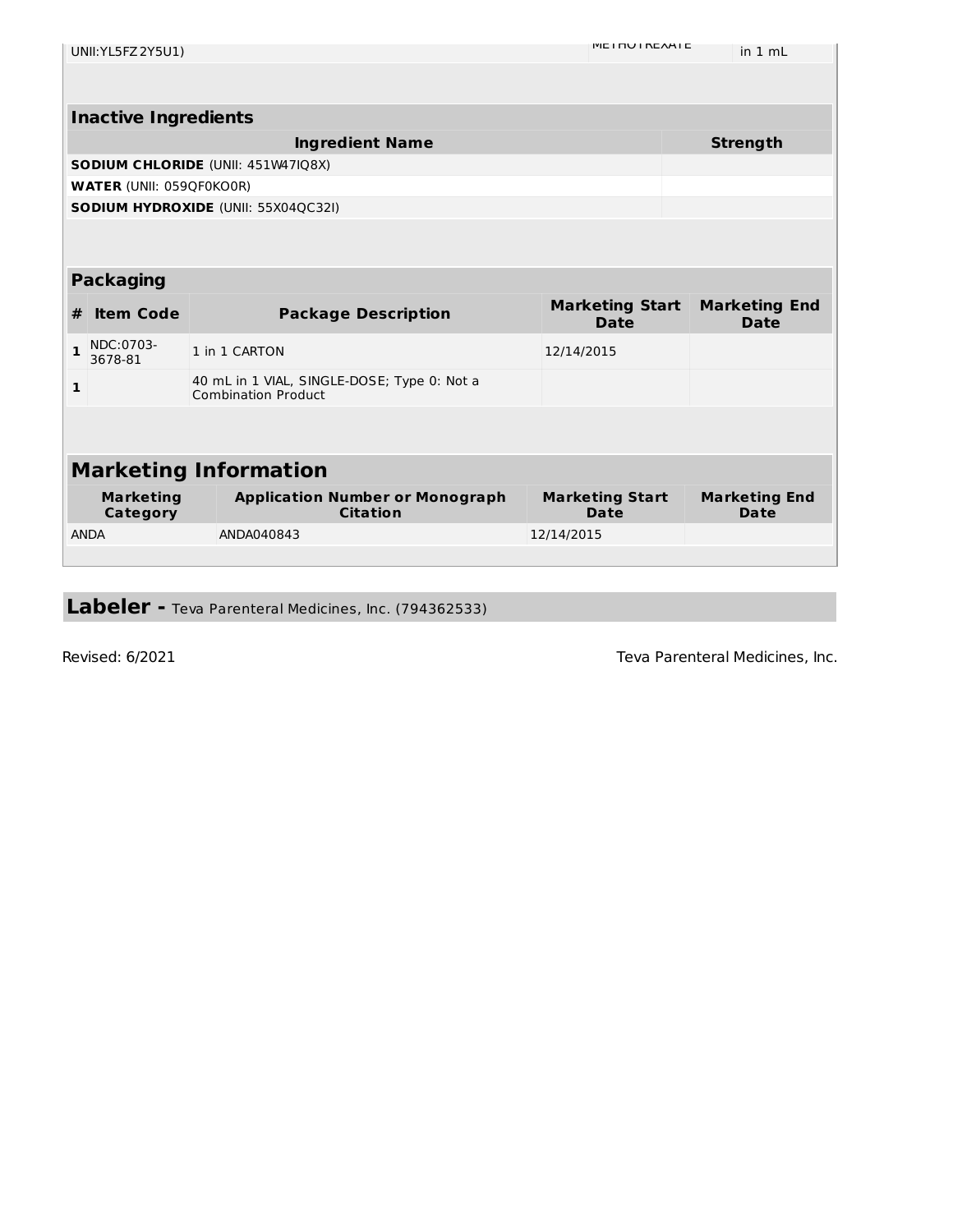| | | |
|---|---|---|
| UNII:YL5FZ2Y5U1) | METHOTREXATE | in 1 mL |

| Inactive Ingredients | |
|---|---|
| **Ingredient Name** | **Strength** |
| **SODIUM CHLORIDE** (UNII: 451W47IQ8X) | |
| **WATER** (UNII: 059QF0KO0R) | |
| **SODIUM HYDROXIDE** (UNII: 55X04QC32I) | |

| Packaging | | | | |
|---|---|---|---|---|
| **#** | **Item Code** | **Package Description** | **Marketing Start Date** | **Marketing End Date** |
| 1 | NDC:0703-3678-81 | 1 in 1 CARTON | 12/14/2015 | |
| 1 | | 40 mL in 1 VIAL, SINGLE-DOSE; Type 0: Not a Combination Product | | |

| Marketing Information | | | |
|---|---|---|---|
| **Marketing Category** | **Application Number or Monograph Citation** | **Marketing Start Date** | **Marketing End Date** |
| ANDA | ANDA040843 | 12/14/2015 | |

## Labeler - Teva Parenteral Medicines, Inc. (794362533)

Revised: 6/2021

Teva Parenteral Medicines, Inc.